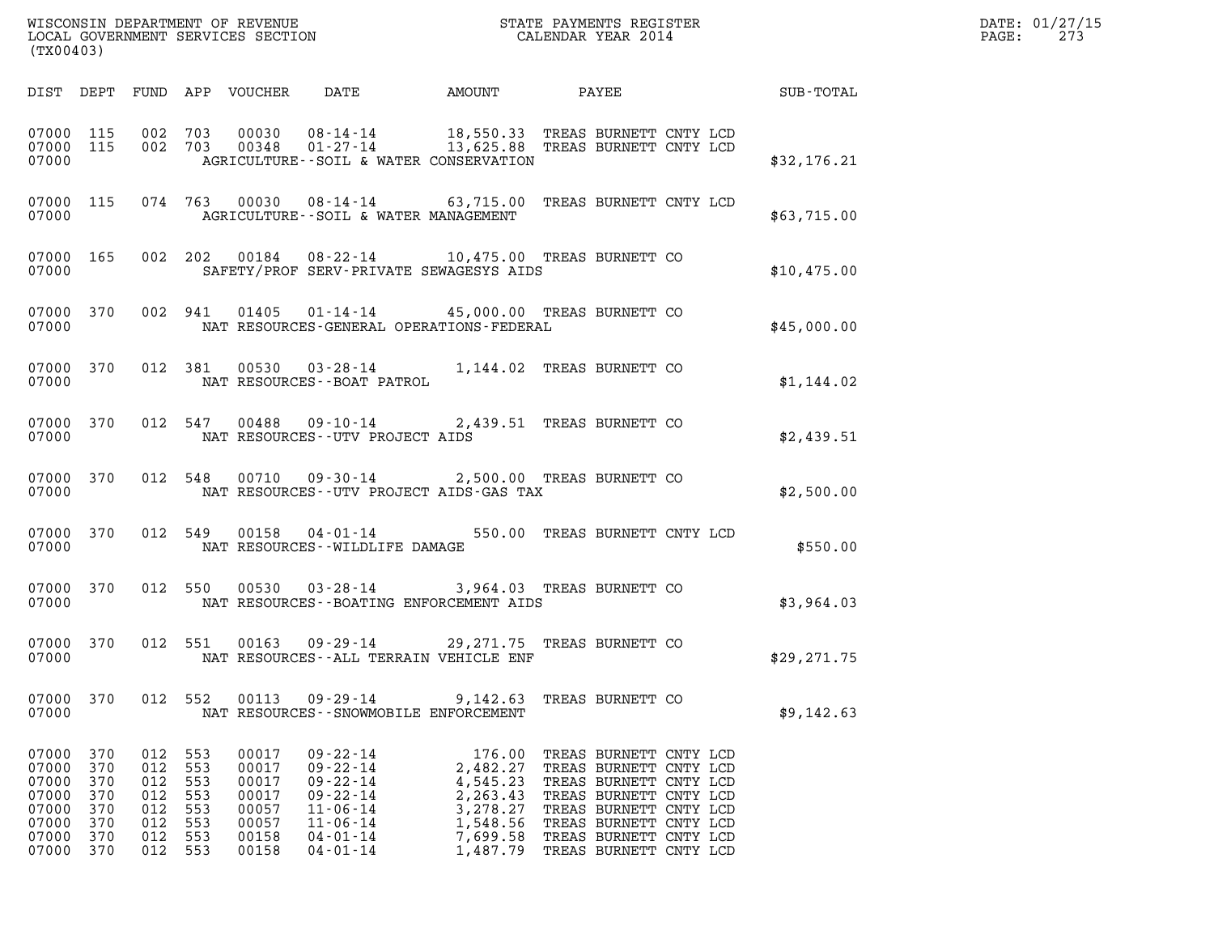WISCONSIN DEPARTMENT OF REVENUE
LOCAL GOVERNMENT SERVICES SECTION
(TX00403)

STATE PAYMENTS REGISTER
CALENDAR YEAR 2014

DATE: 01/27/15

| DIST | DEPT | FUND | APP | VOUCHER | DATE | AMOUNT | PAYEE | SUB-TOTAL |
|---|---|---|---|---|---|---|---|---|
| 07000 | 115 | 002 | 703 | 00030 | 08-14-14 | 18,550.33 | TREAS BURNETT CNTY LCD | |
| 07000 | 115 | 002 | 703 | 00348 | 01-27-14 | 13,625.88 | TREAS BURNETT CNTY LCD | |
| 07000 | | | | | AGRICULTURE--SOIL & WATER CONSERVATION | | | $32,176.21 |
| 07000 | 115 | 074 | 763 | 00030 | 08-14-14 | 63,715.00 | TREAS BURNETT CNTY LCD | |
| 07000 | | | | | AGRICULTURE--SOIL & WATER MANAGEMENT | | | $63,715.00 |
| 07000 | 165 | 002 | 202 | 00184 | 08-22-14 | 10,475.00 | TREAS BURNETT CO | |
| 07000 | | | | | SAFETY/PROF SERV-PRIVATE SEWAGESYS AIDS | | | $10,475.00 |
| 07000 | 370 | 002 | 941 | 01405 | 01-14-14 | 45,000.00 | TREAS BURNETT CO | |
| 07000 | | | | | NAT RESOURCES-GENERAL OPERATIONS-FEDERAL | | | $45,000.00 |
| 07000 | 370 | 012 | 381 | 00530 | 03-28-14 | 1,144.02 | TREAS BURNETT CO | |
| 07000 | | | | | NAT RESOURCES--BOAT PATROL | | | $1,144.02 |
| 07000 | 370 | 012 | 547 | 00488 | 09-10-14 | 2,439.51 | TREAS BURNETT CO | |
| 07000 | | | | | NAT RESOURCES--UTV PROJECT AIDS | | | $2,439.51 |
| 07000 | 370 | 012 | 548 | 00710 | 09-30-14 | 2,500.00 | TREAS BURNETT CO | |
| 07000 | | | | | NAT RESOURCES--UTV PROJECT AIDS-GAS TAX | | | $2,500.00 |
| 07000 | 370 | 012 | 549 | 00158 | 04-01-14 | 550.00 | TREAS BURNETT CNTY LCD | |
| 07000 | | | | | NAT RESOURCES--WILDLIFE DAMAGE | | | $550.00 |
| 07000 | 370 | 012 | 550 | 00530 | 03-28-14 | 3,964.03 | TREAS BURNETT CO | |
| 07000 | | | | | NAT RESOURCES--BOATING ENFORCEMENT AIDS | | | $3,964.03 |
| 07000 | 370 | 012 | 551 | 00163 | 09-29-14 | 29,271.75 | TREAS BURNETT CO | |
| 07000 | | | | | NAT RESOURCES--ALL TERRAIN VEHICLE ENF | | | $29,271.75 |
| 07000 | 370 | 012 | 552 | 00113 | 09-29-14 | 9,142.63 | TREAS BURNETT CO | |
| 07000 | | | | | NAT RESOURCES--SNOWMOBILE ENFORCEMENT | | | $9,142.63 |
| 07000 | 370 | 012 | 553 | 00017 | 09-22-14 | 176.00 | TREAS BURNETT CNTY LCD | |
| 07000 | 370 | 012 | 553 | 00017 | 09-22-14 | 2,482.27 | TREAS BURNETT CNTY LCD | |
| 07000 | 370 | 012 | 553 | 00017 | 09-22-14 | 4,545.23 | TREAS BURNETT CNTY LCD | |
| 07000 | 370 | 012 | 553 | 00017 | 09-22-14 | 2,263.43 | TREAS BURNETT CNTY LCD | |
| 07000 | 370 | 012 | 553 | 00057 | 11-06-14 | 3,278.27 | TREAS BURNETT CNTY LCD | |
| 07000 | 370 | 012 | 553 | 00057 | 11-06-14 | 1,548.56 | TREAS BURNETT CNTY LCD | |
| 07000 | 370 | 012 | 553 | 00158 | 04-01-14 | 7,699.58 | TREAS BURNETT CNTY LCD | |
| 07000 | 370 | 012 | 553 | 00158 | 04-01-14 | 1,487.79 | TREAS BURNETT CNTY LCD | |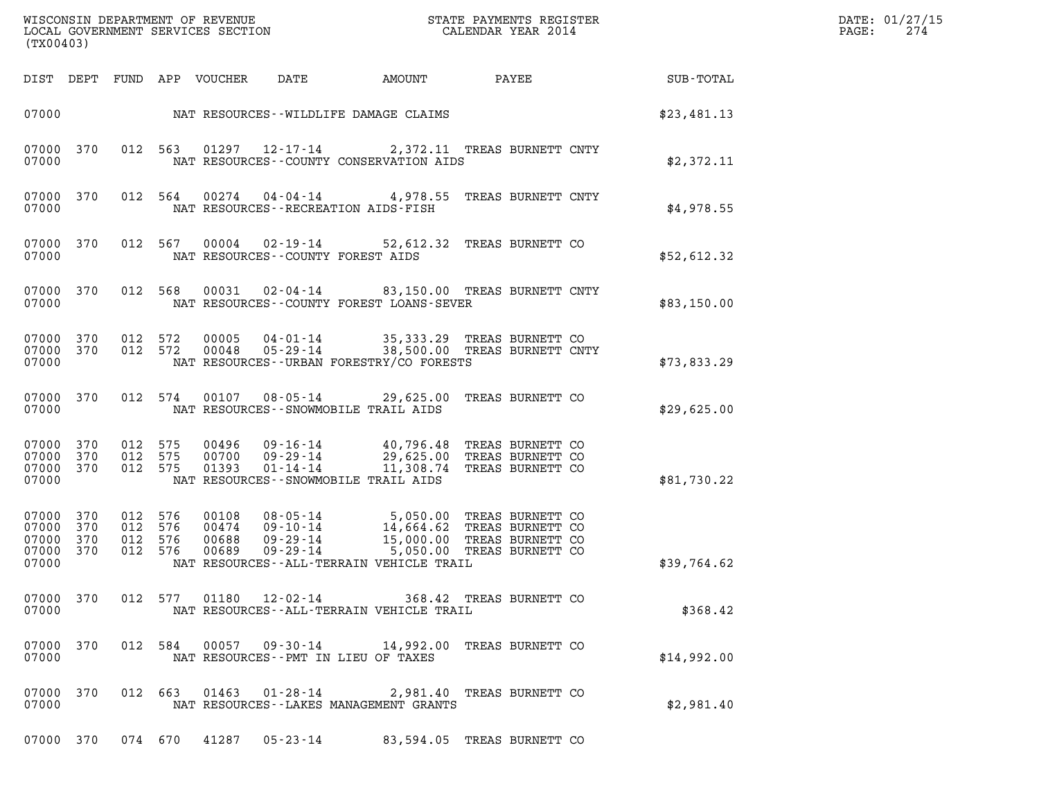| DIST | DEPT | FUND | APP | VOUCHER | DATE | AMOUNT | PAYEE | SUB-TOTAL |
|---|---|---|---|---|---|---|---|---|
| 07000 | | | | | NAT RESOURCES--WILDLIFE DAMAGE CLAIMS | | | $23,481.13 |
| 07000 | 370 | 012 | 563 | 01297 | 12-17-14 | 2,372.11 | TREAS BURNETT CNTY | |
| 07000 | | | | | NAT RESOURCES--COUNTY CONSERVATION AIDS | | | $2,372.11 |
| 07000 | 370 | 012 | 564 | 00274 | 04-04-14 | 4,978.55 | TREAS BURNETT CNTY | |
| 07000 | | | | | NAT RESOURCES--RECREATION AIDS-FISH | | | $4,978.55 |
| 07000 | 370 | 012 | 567 | 00004 | 02-19-14 | 52,612.32 | TREAS BURNETT CO | |
| 07000 | | | | | NAT RESOURCES--COUNTY FOREST AIDS | | | $52,612.32 |
| 07000 | 370 | 012 | 568 | 00031 | 02-04-14 | 83,150.00 | TREAS BURNETT CNTY | |
| 07000 | | | | | NAT RESOURCES--COUNTY FOREST LOANS-SEVER | | | $83,150.00 |
| 07000 | 370 | 012 | 572 | 00005 | 04-01-14 | 35,333.29 | TREAS BURNETT CO | |
| 07000 | 370 | 012 | 572 | 00048 | 05-29-14 | 38,500.00 | TREAS BURNETT CNTY | |
| 07000 | | | | | NAT RESOURCES--URBAN FORESTRY/CO FORESTS | | | $73,833.29 |
| 07000 | 370 | 012 | 574 | 00107 | 08-05-14 | 29,625.00 | TREAS BURNETT CO | |
| 07000 | | | | | NAT RESOURCES--SNOWMOBILE TRAIL AIDS | | | $29,625.00 |
| 07000 | 370 | 012 | 575 | 00496 | 09-16-14 | 40,796.48 | TREAS BURNETT CO | |
| 07000 | 370 | 012 | 575 | 00700 | 09-29-14 | 29,625.00 | TREAS BURNETT CO | |
| 07000 | 370 | 012 | 575 | 01393 | 01-14-14 | 11,308.74 | TREAS BURNETT CO | |
| 07000 | | | | | NAT RESOURCES--SNOWMOBILE TRAIL AIDS | | | $81,730.22 |
| 07000 | 370 | 012 | 576 | 00108 | 08-05-14 | 5,050.00 | TREAS BURNETT CO | |
| 07000 | 370 | 012 | 576 | 00474 | 09-10-14 | 14,664.62 | TREAS BURNETT CO | |
| 07000 | 370 | 012 | 576 | 00688 | 09-29-14 | 15,000.00 | TREAS BURNETT CO | |
| 07000 | 370 | 012 | 576 | 00689 | 09-29-14 | 5,050.00 | TREAS BURNETT CO | |
| 07000 | | | | | NAT RESOURCES--ALL-TERRAIN VEHICLE TRAIL | | | $39,764.62 |
| 07000 | 370 | 012 | 577 | 01180 | 12-02-14 | 368.42 | TREAS BURNETT CO | |
| 07000 | | | | | NAT RESOURCES--ALL-TERRAIN VEHICLE TRAIL | | | $368.42 |
| 07000 | 370 | 012 | 584 | 00057 | 09-30-14 | 14,992.00 | TREAS BURNETT CO | |
| 07000 | | | | | NAT RESOURCES--PMT IN LIEU OF TAXES | | | $14,992.00 |
| 07000 | 370 | 012 | 663 | 01463 | 01-28-14 | 2,981.40 | TREAS BURNETT CO | |
| 07000 | | | | | NAT RESOURCES--LAKES MANAGEMENT GRANTS | | | $2,981.40 |
| 07000 | 370 | 074 | 670 | 41287 | 05-23-14 | 83,594.05 | TREAS BURNETT CO | |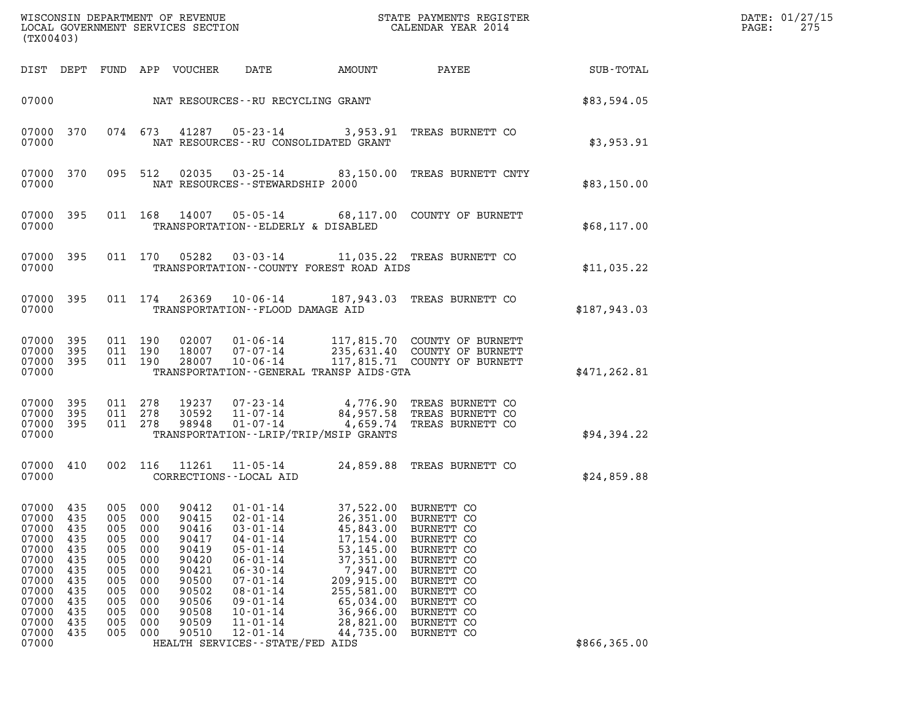| DIST | DEPT | FUND | APP | VOUCHER | DATE | AMOUNT | PAYEE | SUB-TOTAL |
|---|---|---|---|---|---|---|---|---|
| 07000 | | | | NAT RESOURCES--RU RECYCLING GRANT | | | | $83,594.05 |
| 07000 | 370 | 074 | 673 | 41287 | 05-23-14 | 3,953.91 | TREAS BURNETT CO | |
| 07000 | | | | NAT RESOURCES--RU CONSOLIDATED GRANT | | | | $3,953.91 |
| 07000 | 370 | 095 | 512 | 02035 | 03-25-14 | 83,150.00 | TREAS BURNETT CNTY | |
| 07000 | | | | NAT RESOURCES--STEWARDSHIP 2000 | | | | $83,150.00 |
| 07000 | 395 | 011 | 168 | 14007 | 05-05-14 | 68,117.00 | COUNTY OF BURNETT | |
| 07000 | | | | TRANSPORTATION--ELDERLY & DISABLED | | | | $68,117.00 |
| 07000 | 395 | 011 | 170 | 05282 | 03-03-14 | 11,035.22 | TREAS BURNETT CO | |
| 07000 | | | | TRANSPORTATION--COUNTY FOREST ROAD AIDS | | | | $11,035.22 |
| 07000 | 395 | 011 | 174 | 26369 | 10-06-14 | 187,943.03 | TREAS BURNETT CO | |
| 07000 | | | | TRANSPORTATION--FLOOD DAMAGE AID | | | | $187,943.03 |
| 07000 | 395 | 011 | 190 | 02007 | 01-06-14 | 117,815.70 | COUNTY OF BURNETT | |
| 07000 | 395 | 011 | 190 | 18007 | 07-07-14 | 235,631.40 | COUNTY OF BURNETT | |
| 07000 | 395 | 011 | 190 | 28007 | 10-06-14 | 117,815.71 | COUNTY OF BURNETT | |
| 07000 | | | | TRANSPORTATION--GENERAL TRANSP AIDS-GTA | | | | $471,262.81 |
| 07000 | 395 | 011 | 278 | 19237 | 07-23-14 | 4,776.90 | TREAS BURNETT CO | |
| 07000 | 395 | 011 | 278 | 30592 | 11-07-14 | 84,957.58 | TREAS BURNETT CO | |
| 07000 | 395 | 011 | 278 | 98948 | 01-07-14 | 4,659.74 | TREAS BURNETT CO | |
| 07000 | | | | TRANSPORTATION--LRIP/TRIP/MSIP GRANTS | | | | $94,394.22 |
| 07000 | 410 | 002 | 116 | 11261 | 11-05-14 | 24,859.88 | TREAS BURNETT CO | |
| 07000 | | | | CORRECTIONS--LOCAL AID | | | | $24,859.88 |
| 07000 | 435 | 005 | 000 | 90412 | 01-01-14 | 37,522.00 | BURNETT CO | |
| 07000 | 435 | 005 | 000 | 90415 | 02-01-14 | 26,351.00 | BURNETT CO | |
| 07000 | 435 | 005 | 000 | 90416 | 03-01-14 | 45,843.00 | BURNETT CO | |
| 07000 | 435 | 005 | 000 | 90417 | 04-01-14 | 17,154.00 | BURNETT CO | |
| 07000 | 435 | 005 | 000 | 90419 | 05-01-14 | 53,145.00 | BURNETT CO | |
| 07000 | 435 | 005 | 000 | 90420 | 06-01-14 | 37,351.00 | BURNETT CO | |
| 07000 | 435 | 005 | 000 | 90421 | 06-30-14 | 7,947.00 | BURNETT CO | |
| 07000 | 435 | 005 | 000 | 90500 | 07-01-14 | 209,915.00 | BURNETT CO | |
| 07000 | 435 | 005 | 000 | 90502 | 08-01-14 | 255,581.00 | BURNETT CO | |
| 07000 | 435 | 005 | 000 | 90506 | 09-01-14 | 65,034.00 | BURNETT CO | |
| 07000 | 435 | 005 | 000 | 90508 | 10-01-14 | 36,966.00 | BURNETT CO | |
| 07000 | 435 | 005 | 000 | 90509 | 11-01-14 | 28,821.00 | BURNETT CO | |
| 07000 | 435 | 005 | 000 | 90510 | 12-01-14 | 44,735.00 | BURNETT CO | |
| 07000 | | | | HEALTH SERVICES--STATE/FED AIDS | | | | $866,365.00 |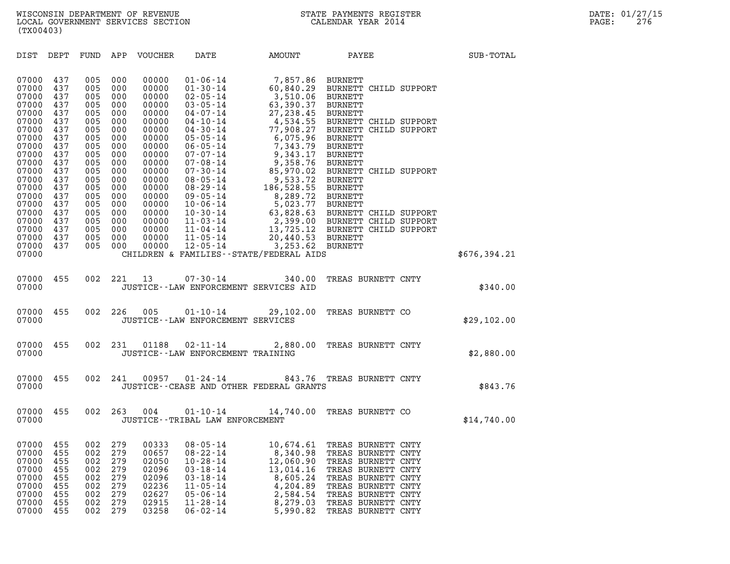| DIST | DEPT | FUND | APP | VOUCHER | DATE | AMOUNT | PAYEE | SUB-TOTAL |
|---|---|---|---|---|---|---|---|---|
| 07000 | 437 | 005 | 000 | 00000 | 01-06-14 | 7,857.86 | BURNETT | |
| 07000 | 437 | 005 | 000 | 00000 | 01-30-14 | 60,840.29 | BURNETT CHILD SUPPORT | |
| 07000 | 437 | 005 | 000 | 00000 | 02-05-14 | 3,510.06 | BURNETT | |
| 07000 | 437 | 005 | 000 | 00000 | 03-05-14 | 63,390.37 | BURNETT | |
| 07000 | 437 | 005 | 000 | 00000 | 04-07-14 | 27,238.45 | BURNETT | |
| 07000 | 437 | 005 | 000 | 00000 | 04-10-14 | 4,534.55 | BURNETT CHILD SUPPORT | |
| 07000 | 437 | 005 | 000 | 00000 | 04-30-14 | 77,908.27 | BURNETT CHILD SUPPORT | |
| 07000 | 437 | 005 | 000 | 00000 | 05-05-14 | 6,075.96 | BURNETT | |
| 07000 | 437 | 005 | 000 | 00000 | 06-05-14 | 7,343.79 | BURNETT | |
| 07000 | 437 | 005 | 000 | 00000 | 07-07-14 | 9,343.17 | BURNETT | |
| 07000 | 437 | 005 | 000 | 00000 | 07-08-14 | 9,358.76 | BURNETT | |
| 07000 | 437 | 005 | 000 | 00000 | 07-30-14 | 85,970.02 | BURNETT CHILD SUPPORT | |
| 07000 | 437 | 005 | 000 | 00000 | 08-05-14 | 9,533.72 | BURNETT | |
| 07000 | 437 | 005 | 000 | 00000 | 08-29-14 | 186,528.55 | BURNETT | |
| 07000 | 437 | 005 | 000 | 00000 | 09-05-14 | 8,289.72 | BURNETT | |
| 07000 | 437 | 005 | 000 | 00000 | 10-06-14 | 5,023.77 | BURNETT | |
| 07000 | 437 | 005 | 000 | 00000 | 10-30-14 | 63,828.63 | BURNETT CHILD SUPPORT | |
| 07000 | 437 | 005 | 000 | 00000 | 11-03-14 | 2,399.00 | BURNETT CHILD SUPPORT | |
| 07000 | 437 | 005 | 000 | 00000 | 11-04-14 | 13,725.12 | BURNETT CHILD SUPPORT | |
| 07000 | 437 | 005 | 000 | 00000 | 11-05-14 | 20,440.53 | BURNETT | |
| 07000 | 437 | 005 | 000 | 00000 | 12-05-14 | 3,253.62 | BURNETT | |
| 07000 | | | | | CHILDREN & FAMILIES--STATE/FEDERAL AIDS | | | $676,394.21 |
| 07000 | 455 | 002 | 221 | 13 | 07-30-14 | 340.00 | TREAS BURNETT CNTY | |
| 07000 | | | | | JUSTICE--LAW ENFORCEMENT SERVICES AID | | | $340.00 |
| 07000 | 455 | 002 | 226 | 005 | 01-10-14 | 29,102.00 | TREAS BURNETT CO | |
| 07000 | | | | | JUSTICE--LAW ENFORCEMENT SERVICES | | | $29,102.00 |
| 07000 | 455 | 002 | 231 | 01188 | 02-11-14 | 2,880.00 | TREAS BURNETT CNTY | |
| 07000 | | | | | JUSTICE--LAW ENFORCEMENT TRAINING | | | $2,880.00 |
| 07000 | 455 | 002 | 241 | 00957 | 01-24-14 | 843.76 | TREAS BURNETT CNTY | |
| 07000 | | | | | JUSTICE--CEASE AND OTHER FEDERAL GRANTS | | | $843.76 |
| 07000 | 455 | 002 | 263 | 004 | 01-10-14 | 14,740.00 | TREAS BURNETT CO | |
| 07000 | | | | | JUSTICE--TRIBAL LAW ENFORCEMENT | | | $14,740.00 |
| 07000 | 455 | 002 | 279 | 00333 | 08-05-14 | 10,674.61 | TREAS BURNETT CNTY | |
| 07000 | 455 | 002 | 279 | 00657 | 08-22-14 | 8,340.98 | TREAS BURNETT CNTY | |
| 07000 | 455 | 002 | 279 | 02050 | 10-28-14 | 12,060.90 | TREAS BURNETT CNTY | |
| 07000 | 455 | 002 | 279 | 02096 | 03-18-14 | 13,014.16 | TREAS BURNETT CNTY | |
| 07000 | 455 | 002 | 279 | 02096 | 03-18-14 | 8,605.24 | TREAS BURNETT CNTY | |
| 07000 | 455 | 002 | 279 | 02236 | 11-05-14 | 4,204.89 | TREAS BURNETT CNTY | |
| 07000 | 455 | 002 | 279 | 02627 | 05-06-14 | 2,584.54 | TREAS BURNETT CNTY | |
| 07000 | 455 | 002 | 279 | 02915 | 11-28-14 | 8,279.03 | TREAS BURNETT CNTY | |
| 07000 | 455 | 002 | 279 | 03258 | 06-02-14 | 5,990.82 | TREAS BURNETT CNTY | |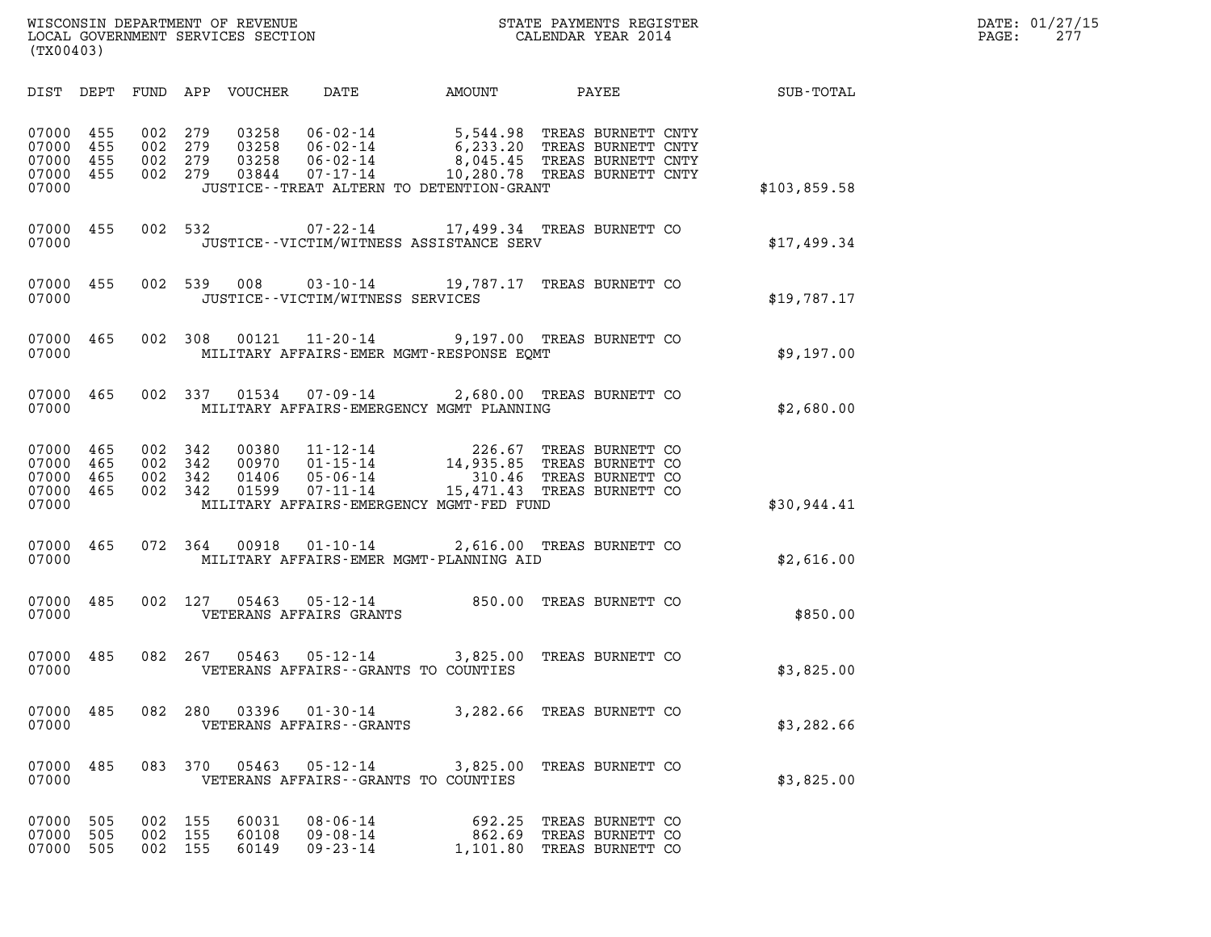WISCONSIN DEPARTMENT OF REVENUE
LOCAL GOVERNMENT SERVICES SECTION
(TX00403)

STATE PAYMENTS REGISTER
CALENDAR YEAR 2014

DATE: 01/27/15
PAGE: 277

| DIST | DEPT | FUND | APP | VOUCHER | DATE | AMOUNT | PAYEE | SUB-TOTAL |
|---|---|---|---|---|---|---|---|---|
| 07000 | 455 | 002 | 279 | 03258 | 06-02-14 | 5,544.98 | TREAS BURNETT CNTY | |
| 07000 | 455 | 002 | 279 | 03258 | 06-02-14 | 6,233.20 | TREAS BURNETT CNTY | |
| 07000 | 455 | 002 | 279 | 03258 | 06-02-14 | 8,045.45 | TREAS BURNETT CNTY | |
| 07000 | 455 | 002 | 279 | 03844 | 07-17-14 | 10,280.78 | TREAS BURNETT CNTY | |
| 07000 | | | | | JUSTICE--TREAT ALTERN TO DETENTION-GRANT | | | $103,859.58 |
| 07000 | 455 | 002 | 532 | | 07-22-14 | 17,499.34 | TREAS BURNETT CO | |
| 07000 | | | | | JUSTICE--VICTIM/WITNESS ASSISTANCE SERV | | | $17,499.34 |
| 07000 | 455 | 002 | 539 | 008 | 03-10-14 | 19,787.17 | TREAS BURNETT CO | |
| 07000 | | | | | JUSTICE--VICTIM/WITNESS SERVICES | | | $19,787.17 |
| 07000 | 465 | 002 | 308 | 00121 | 11-20-14 | 9,197.00 | TREAS BURNETT CO | |
| 07000 | | | | | MILITARY AFFAIRS-EMER MGMT-RESPONSE EQMT | | | $9,197.00 |
| 07000 | 465 | 002 | 337 | 01534 | 07-09-14 | 2,680.00 | TREAS BURNETT CO | |
| 07000 | | | | | MILITARY AFFAIRS-EMERGENCY MGMT PLANNING | | | $2,680.00 |
| 07000 | 465 | 002 | 342 | 00380 | 11-12-14 | 226.67 | TREAS BURNETT CO | |
| 07000 | 465 | 002 | 342 | 00970 | 01-15-14 | 14,935.85 | TREAS BURNETT CO | |
| 07000 | 465 | 002 | 342 | 01406 | 05-06-14 | 310.46 | TREAS BURNETT CO | |
| 07000 | 465 | 002 | 342 | 01599 | 07-11-14 | 15,471.43 | TREAS BURNETT CO | |
| 07000 | | | | | MILITARY AFFAIRS-EMERGENCY MGMT-FED FUND | | | $30,944.41 |
| 07000 | 465 | 072 | 364 | 00918 | 01-10-14 | 2,616.00 | TREAS BURNETT CO | |
| 07000 | | | | | MILITARY AFFAIRS-EMER MGMT-PLANNING AID | | | $2,616.00 |
| 07000 | 485 | 002 | 127 | 05463 | 05-12-14 | 850.00 | TREAS BURNETT CO | |
| 07000 | | | | | VETERANS AFFAIRS GRANTS | | | $850.00 |
| 07000 | 485 | 082 | 267 | 05463 | 05-12-14 | 3,825.00 | TREAS BURNETT CO | |
| 07000 | | | | | VETERANS AFFAIRS--GRANTS TO COUNTIES | | | $3,825.00 |
| 07000 | 485 | 082 | 280 | 03396 | 01-30-14 | 3,282.66 | TREAS BURNETT CO | |
| 07000 | | | | | VETERANS AFFAIRS--GRANTS | | | $3,282.66 |
| 07000 | 485 | 083 | 370 | 05463 | 05-12-14 | 3,825.00 | TREAS BURNETT CO | |
| 07000 | | | | | VETERANS AFFAIRS--GRANTS TO COUNTIES | | | $3,825.00 |
| 07000 | 505 | 002 | 155 | 60031 | 08-06-14 | 692.25 | TREAS BURNETT CO | |
| 07000 | 505 | 002 | 155 | 60108 | 09-08-14 | 862.69 | TREAS BURNETT CO | |
| 07000 | 505 | 002 | 155 | 60149 | 09-23-14 | 1,101.80 | TREAS BURNETT CO | |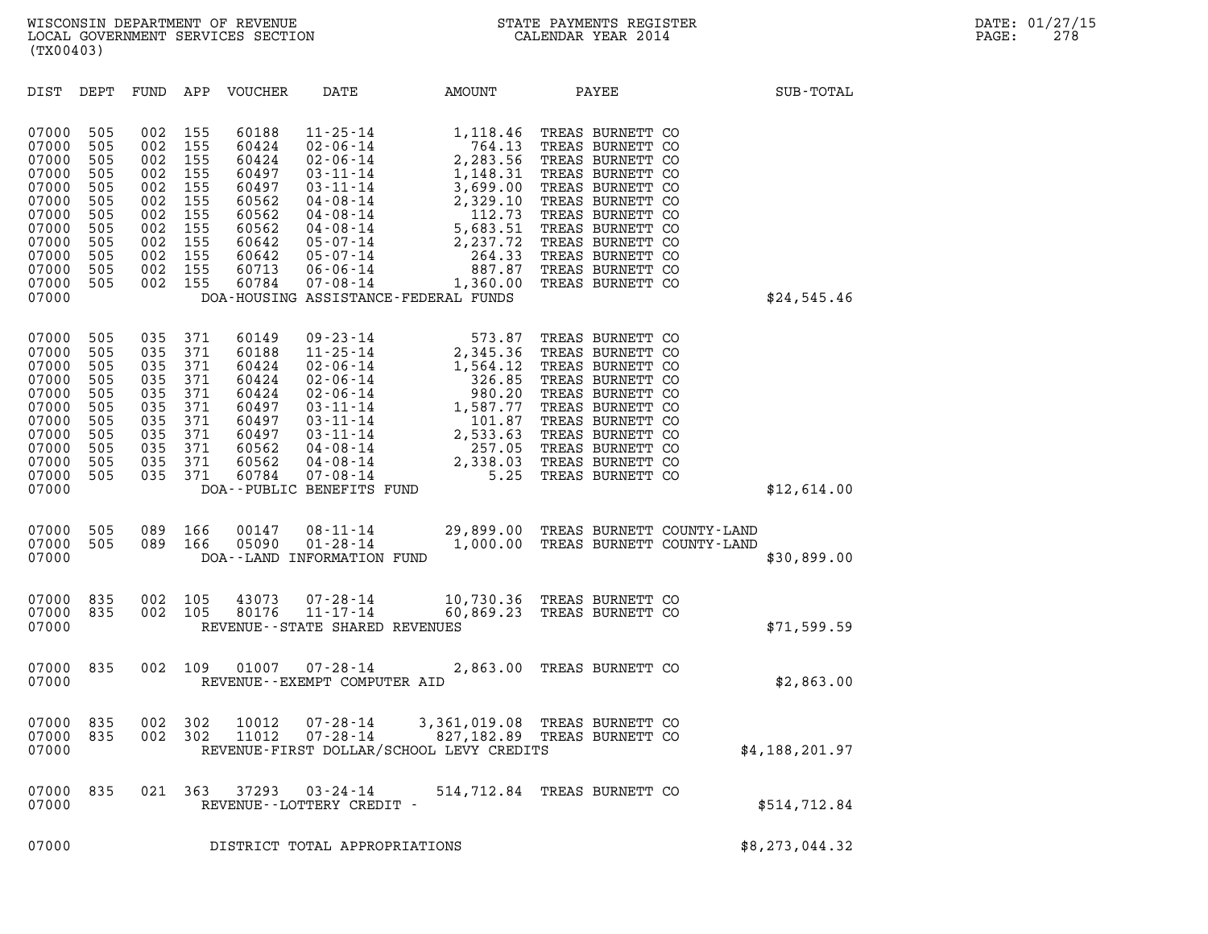WISCONSIN DEPARTMENT OF REVENUE
LOCAL GOVERNMENT SERVICES SECTION
(TX00403)

STATE PAYMENTS REGISTER
CALENDAR YEAR 2014

DATE: 01/27/15

| DIST | DEPT | FUND | APP | VOUCHER | DATE | AMOUNT | PAYEE | SUB-TOTAL |
|---|---|---|---|---|---|---|---|---|
| 07000 | 505 | 002 | 155 | 60188 | 11-25-14 | 1,118.46 | TREAS BURNETT CO | |
| 07000 | 505 | 002 | 155 | 60424 | 02-06-14 | 764.13 | TREAS BURNETT CO | |
| 07000 | 505 | 002 | 155 | 60424 | 02-06-14 | 2,283.56 | TREAS BURNETT CO | |
| 07000 | 505 | 002 | 155 | 60497 | 03-11-14 | 1,148.31 | TREAS BURNETT CO | |
| 07000 | 505 | 002 | 155 | 60497 | 03-11-14 | 3,699.00 | TREAS BURNETT CO | |
| 07000 | 505 | 002 | 155 | 60562 | 04-08-14 | 2,329.10 | TREAS BURNETT CO | |
| 07000 | 505 | 002 | 155 | 60562 | 04-08-14 | 112.73 | TREAS BURNETT CO | |
| 07000 | 505 | 002 | 155 | 60562 | 04-08-14 | 5,683.51 | TREAS BURNETT CO | |
| 07000 | 505 | 002 | 155 | 60642 | 05-07-14 | 2,237.72 | TREAS BURNETT CO | |
| 07000 | 505 | 002 | 155 | 60642 | 05-07-14 | 264.33 | TREAS BURNETT CO | |
| 07000 | 505 | 002 | 155 | 60713 | 06-06-14 | 887.87 | TREAS BURNETT CO | |
| 07000 | 505 | 002 | 155 | 60784 | 07-08-14 | 1,360.00 | TREAS BURNETT CO | |
| 07000 | | | | | DOA-HOUSING ASSISTANCE-FEDERAL FUNDS | | | $24,545.46 |
| 07000 | 505 | 035 | 371 | 60149 | 09-23-14 | 573.87 | TREAS BURNETT CO | |
| 07000 | 505 | 035 | 371 | 60188 | 11-25-14 | 2,345.36 | TREAS BURNETT CO | |
| 07000 | 505 | 035 | 371 | 60424 | 02-06-14 | 1,564.12 | TREAS BURNETT CO | |
| 07000 | 505 | 035 | 371 | 60424 | 02-06-14 | 326.85 | TREAS BURNETT CO | |
| 07000 | 505 | 035 | 371 | 60424 | 02-06-14 | 980.20 | TREAS BURNETT CO | |
| 07000 | 505 | 035 | 371 | 60497 | 03-11-14 | 1,587.77 | TREAS BURNETT CO | |
| 07000 | 505 | 035 | 371 | 60497 | 03-11-14 | 101.87 | TREAS BURNETT CO | |
| 07000 | 505 | 035 | 371 | 60497 | 03-11-14 | 2,533.63 | TREAS BURNETT CO | |
| 07000 | 505 | 035 | 371 | 60562 | 04-08-14 | 257.05 | TREAS BURNETT CO | |
| 07000 | 505 | 035 | 371 | 60562 | 04-08-14 | 2,338.03 | TREAS BURNETT CO | |
| 07000 | 505 | 035 | 371 | 60784 | 07-08-14 | 5.25 | TREAS BURNETT CO | |
| 07000 | | | | | DOA--PUBLIC BENEFITS FUND | | | $12,614.00 |
| 07000 | 505 | 089 | 166 | 00147 | 08-11-14 | 29,899.00 | TREAS BURNETT COUNTY-LAND | |
| 07000 | 505 | 089 | 166 | 05090 | 01-28-14 | 1,000.00 | TREAS BURNETT COUNTY-LAND | |
| 07000 | | | | | DOA--LAND INFORMATION FUND | | | $30,899.00 |
| 07000 | 835 | 002 | 105 | 43073 | 07-28-14 | 10,730.36 | TREAS BURNETT CO | |
| 07000 | 835 | 002 | 105 | 80176 | 11-17-14 | 60,869.23 | TREAS BURNETT CO | |
| 07000 | | | | | REVENUE--STATE SHARED REVENUES | | | $71,599.59 |
| 07000 | 835 | 002 | 109 | 01007 | 07-28-14 | 2,863.00 | TREAS BURNETT CO | |
| 07000 | | | | | REVENUE--EXEMPT COMPUTER AID | | | $2,863.00 |
| 07000 | 835 | 002 | 302 | 10012 | 07-28-14 | 3,361,019.08 | TREAS BURNETT CO | |
| 07000 | 835 | 002 | 302 | 11012 | 07-28-14 | 827,182.89 | TREAS BURNETT CO | |
| 07000 | | | | | REVENUE-FIRST DOLLAR/SCHOOL LEVY CREDITS | | | $4,188,201.97 |
| 07000 | 835 | 021 | 363 | 37293 | 03-24-14 | 514,712.84 | TREAS BURNETT CO | |
| 07000 | | | | | REVENUE--LOTTERY CREDIT - | | | $514,712.84 |
| 07000 | | | | | DISTRICT TOTAL APPROPRIATIONS | | | $8,273,044.32 |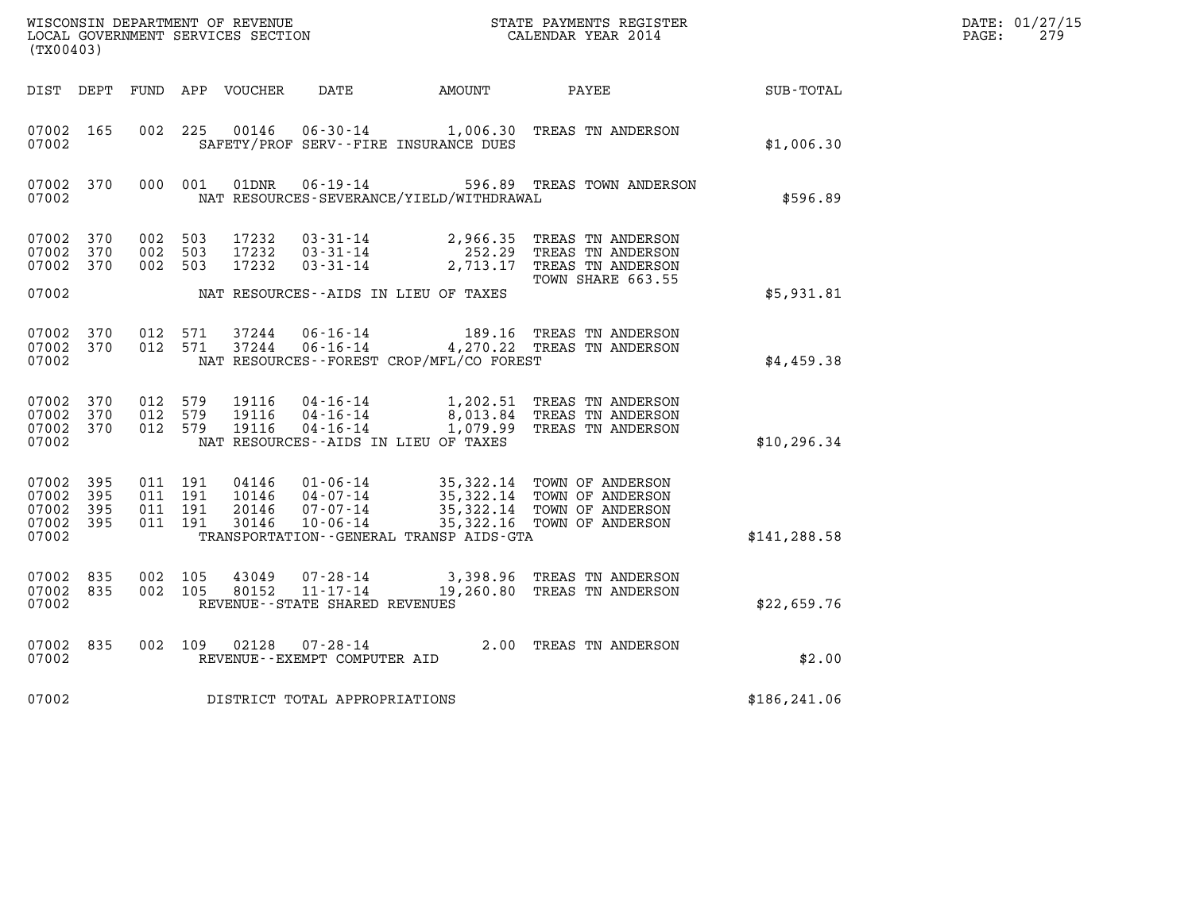WISCONSIN DEPARTMENT OF REVENUE
LOCAL GOVERNMENT SERVICES SECTION
(TX00403)

STATE PAYMENTS REGISTER
CALENDAR YEAR 2014

DATE: 01/27/15
PAGE: 279

| DIST | DEPT | FUND | APP | VOUCHER | DATE | AMOUNT | PAYEE | SUB-TOTAL |
|---|---|---|---|---|---|---|---|---|
| 07002 | 165 | 002 | 225 | 00146 | 06-30-14 | 1,006.30 | TREAS TN ANDERSON | |
| 07002 | | | | | SAFETY/PROF SERV--FIRE INSURANCE DUES | | | $1,006.30 |
| 07002 | 370 | 000 | 001 | 01DNR | 06-19-14 | 596.89 | TREAS TOWN ANDERSON | |
| 07002 | | | | | NAT RESOURCES-SEVERANCE/YIELD/WITHDRAWAL | | | $596.89 |
| 07002 | 370 | 002 | 503 | 17232 | 03-31-14 | 2,966.35 | TREAS TN ANDERSON | |
| 07002 | 370 | 002 | 503 | 17232 | 03-31-14 | 252.29 | TREAS TN ANDERSON | |
| 07002 | 370 | 002 | 503 | 17232 | 03-31-14 | 2,713.17 | TREAS TN ANDERSON TOWN SHARE 663.55 | |
| 07002 | | | | | NAT RESOURCES--AIDS IN LIEU OF TAXES | | | $5,931.81 |
| 07002 | 370 | 012 | 571 | 37244 | 06-16-14 | 189.16 | TREAS TN ANDERSON | |
| 07002 | 370 | 012 | 571 | 37244 | 06-16-14 | 4,270.22 | TREAS TN ANDERSON | |
| 07002 | | | | | NAT RESOURCES--FOREST CROP/MFL/CO FOREST | | | $4,459.38 |
| 07002 | 370 | 012 | 579 | 19116 | 04-16-14 | 1,202.51 | TREAS TN ANDERSON | |
| 07002 | 370 | 012 | 579 | 19116 | 04-16-14 | 8,013.84 | TREAS TN ANDERSON | |
| 07002 | 370 | 012 | 579 | 19116 | 04-16-14 | 1,079.99 | TREAS TN ANDERSON | |
| 07002 | | | | | NAT RESOURCES--AIDS IN LIEU OF TAXES | | | $10,296.34 |
| 07002 | 395 | 011 | 191 | 04146 | 01-06-14 | 35,322.14 | TOWN OF ANDERSON | |
| 07002 | 395 | 011 | 191 | 10146 | 04-07-14 | 35,322.14 | TOWN OF ANDERSON | |
| 07002 | 395 | 011 | 191 | 20146 | 07-07-14 | 35,322.14 | TOWN OF ANDERSON | |
| 07002 | 395 | 011 | 191 | 30146 | 10-06-14 | 35,322.16 | TOWN OF ANDERSON | |
| 07002 | | | | | TRANSPORTATION--GENERAL TRANSP AIDS-GTA | | | $141,288.58 |
| 07002 | 835 | 002 | 105 | 43049 | 07-28-14 | 3,398.96 | TREAS TN ANDERSON | |
| 07002 | 835 | 002 | 105 | 80152 | 11-17-14 | 19,260.80 | TREAS TN ANDERSON | |
| 07002 | | | | | REVENUE--STATE SHARED REVENUES | | | $22,659.76 |
| 07002 | 835 | 002 | 109 | 02128 | 07-28-14 | 2.00 | TREAS TN ANDERSON | |
| 07002 | | | | | REVENUE--EXEMPT COMPUTER AID | | | $2.00 |
| 07002 | | | | | DISTRICT TOTAL APPROPRIATIONS | | | $186,241.06 |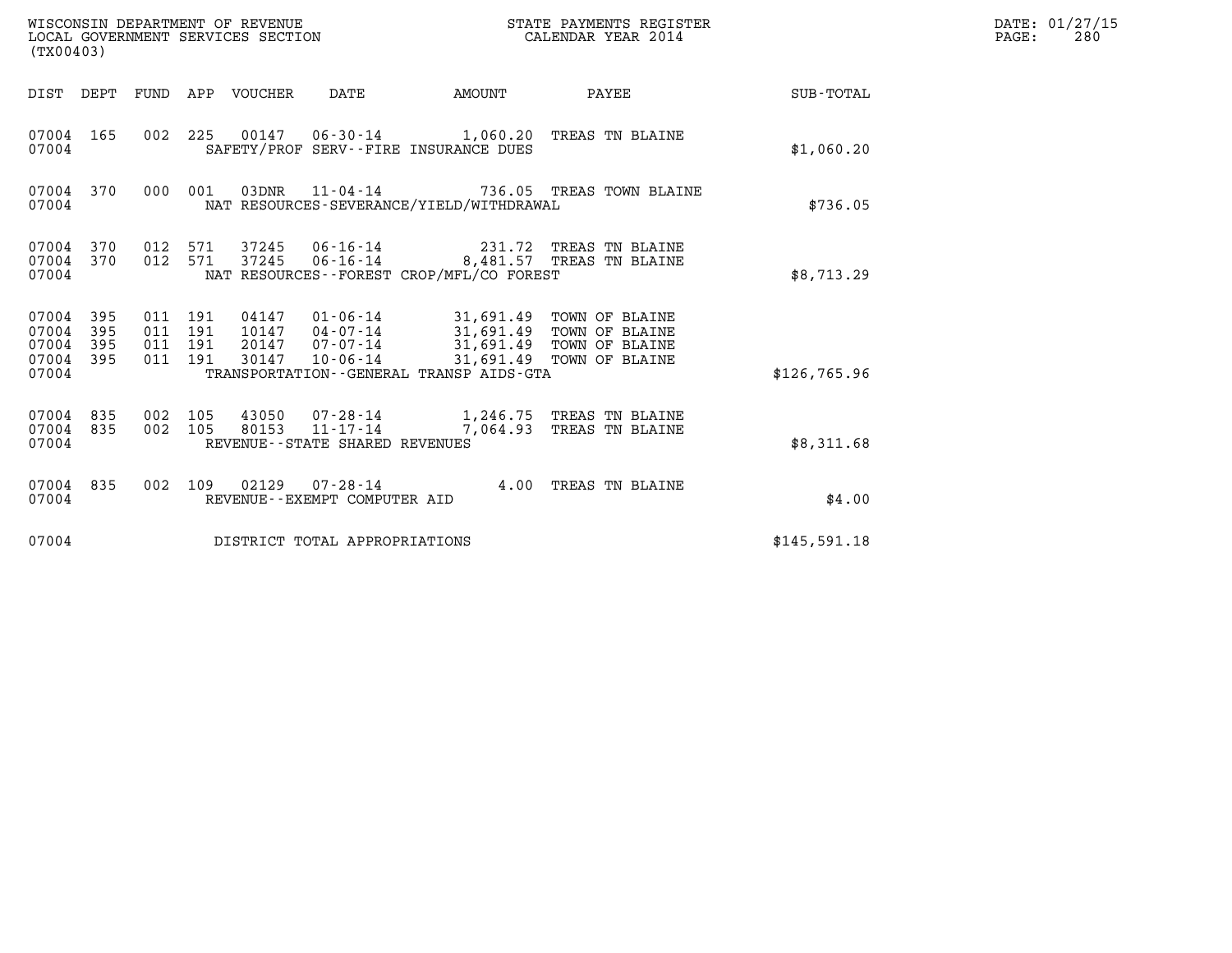WISCONSIN DEPARTMENT OF REVENUE
LOCAL GOVERNMENT SERVICES SECTION
(TX00403)

STATE PAYMENTS REGISTER
CALENDAR YEAR 2014

| DIST | DEPT | FUND | APP | VOUCHER | DATE | AMOUNT | PAYEE | SUB-TOTAL |
|---|---|---|---|---|---|---|---|---|
| 07004 | 165 | 002 | 225 | 00147 | 06-30-14 | 1,060.20 | TREAS TN BLAINE | |
| 07004 | | | | | SAFETY/PROF SERV--FIRE INSURANCE DUES | | | $1,060.20 |
| 07004 | 370 | 000 | 001 | 03DNR | 11-04-14 | 736.05 | TREAS TOWN BLAINE | |
| 07004 | | | | | NAT RESOURCES-SEVERANCE/YIELD/WITHDRAWAL | | | $736.05 |
| 07004 | 370 | 012 | 571 | 37245 | 06-16-14 | 231.72 | TREAS TN BLAINE | |
| 07004 | 370 | 012 | 571 | 37245 | 06-16-14 | 8,481.57 | TREAS TN BLAINE | |
| 07004 | | | | | NAT RESOURCES--FOREST CROP/MFL/CO FOREST | | | $8,713.29 |
| 07004 | 395 | 011 | 191 | 04147 | 01-06-14 | 31,691.49 | TOWN OF BLAINE | |
| 07004 | 395 | 011 | 191 | 10147 | 04-07-14 | 31,691.49 | TOWN OF BLAINE | |
| 07004 | 395 | 011 | 191 | 20147 | 07-07-14 | 31,691.49 | TOWN OF BLAINE | |
| 07004 | 395 | 011 | 191 | 30147 | 10-06-14 | 31,691.49 | TOWN OF BLAINE | |
| 07004 | | | | | TRANSPORTATION--GENERAL TRANSP AIDS-GTA | | | $126,765.96 |
| 07004 | 835 | 002 | 105 | 43050 | 07-28-14 | 1,246.75 | TREAS TN BLAINE | |
| 07004 | 835 | 002 | 105 | 80153 | 11-17-14 | 7,064.93 | TREAS TN BLAINE | |
| 07004 | | | | | REVENUE--STATE SHARED REVENUES | | | $8,311.68 |
| 07004 | 835 | 002 | 109 | 02129 | 07-28-14 | 4.00 | TREAS TN BLAINE | |
| 07004 | | | | | REVENUE--EXEMPT COMPUTER AID | | | $4.00 |
| 07004 | | | | | DISTRICT TOTAL APPROPRIATIONS | | | $145,591.18 |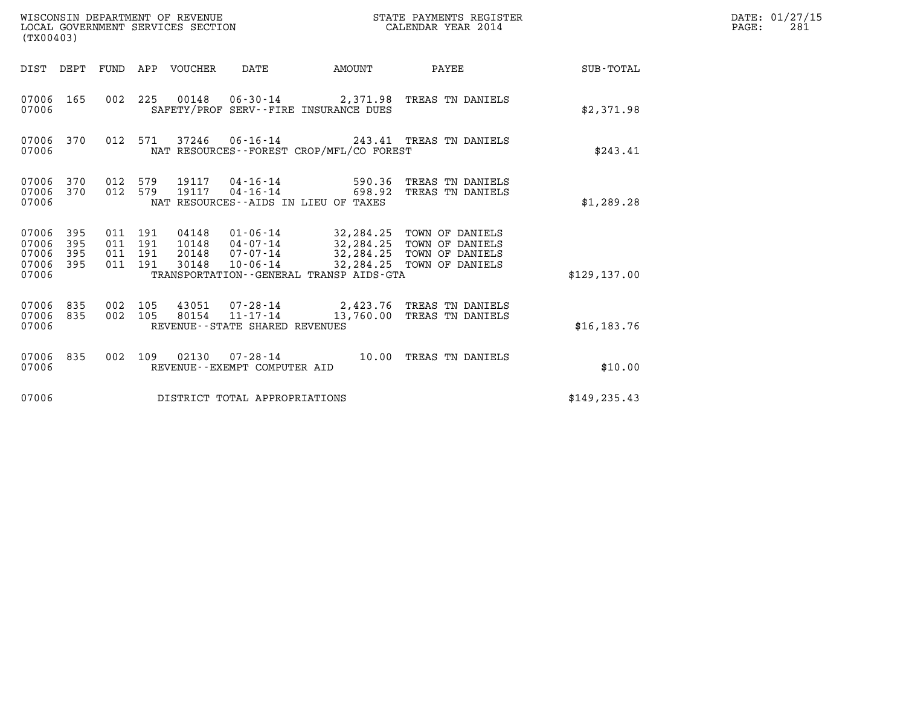WISCONSIN DEPARTMENT OF REVENUE
LOCAL GOVERNMENT SERVICES SECTION
(TX00403)

STATE PAYMENTS REGISTER
CALENDAR YEAR 2014

DATE: 01/27/15
PAGE: 281

| DIST | DEPT | FUND | APP | VOUCHER | DATE | AMOUNT | PAYEE | SUB-TOTAL |
|---|---|---|---|---|---|---|---|---|
| 07006 | 165 | 002 | 225 | 00148 | 06-30-14 | 2,371.98 | TREAS TN DANIELS | |
| 07006 | | | | SAFETY/PROF SERV--FIRE INSURANCE DUES | | | | $2,371.98 |
| 07006 | 370 | 012 | 571 | 37246 | 06-16-14 | 243.41 | TREAS TN DANIELS | |
| 07006 | | | | NAT RESOURCES--FOREST CROP/MFL/CO FOREST | | | | $243.41 |
| 07006 | 370 | 012 | 579 | 19117 | 04-16-14 | 590.36 | TREAS TN DANIELS | |
| 07006 | 370 | 012 | 579 | 19117 | 04-16-14 | 698.92 | TREAS TN DANIELS | |
| 07006 | | | | NAT RESOURCES--AIDS IN LIEU OF TAXES | | | | $1,289.28 |
| 07006 | 395 | 011 | 191 | 04148 | 01-06-14 | 32,284.25 | TOWN OF DANIELS | |
| 07006 | 395 | 011 | 191 | 10148 | 04-07-14 | 32,284.25 | TOWN OF DANIELS | |
| 07006 | 395 | 011 | 191 | 20148 | 07-07-14 | 32,284.25 | TOWN OF DANIELS | |
| 07006 | 395 | 011 | 191 | 30148 | 10-06-14 | 32,284.25 | TOWN OF DANIELS | |
| 07006 | | | | TRANSPORTATION--GENERAL TRANSP AIDS-GTA | | | | $129,137.00 |
| 07006 | 835 | 002 | 105 | 43051 | 07-28-14 | 2,423.76 | TREAS TN DANIELS | |
| 07006 | 835 | 002 | 105 | 80154 | 11-17-14 | 13,760.00 | TREAS TN DANIELS | |
| 07006 | | | | REVENUE--STATE SHARED REVENUES | | | | $16,183.76 |
| 07006 | 835 | 002 | 109 | 02130 | 07-28-14 | 10.00 | TREAS TN DANIELS | |
| 07006 | | | | REVENUE--EXEMPT COMPUTER AID | | | | $10.00 |
| 07006 | | | | DISTRICT TOTAL APPROPRIATIONS | | | | $149,235.43 |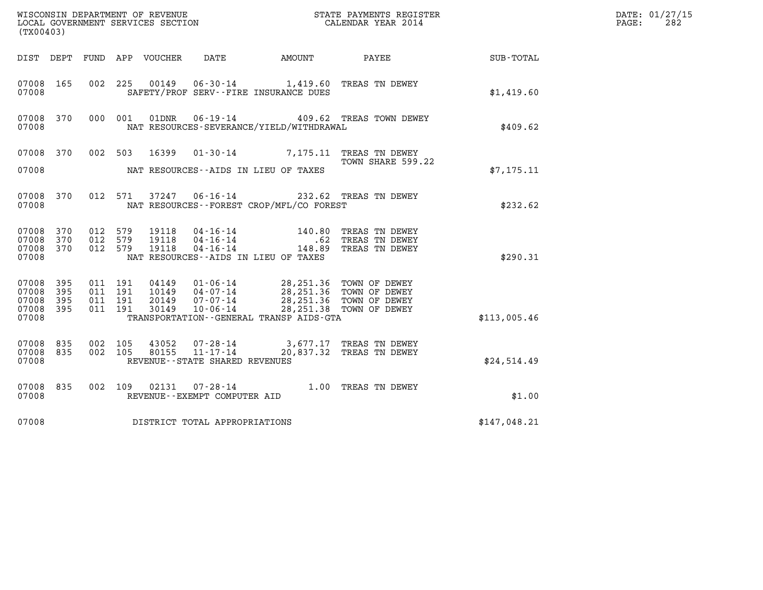WISCONSIN DEPARTMENT OF REVENUE
LOCAL GOVERNMENT SERVICES SECTION
(TX00403)

STATE PAYMENTS REGISTER
CALENDAR YEAR 2014

| DIST | DEPT | FUND | APP | VOUCHER | DATE | AMOUNT | PAYEE | SUB-TOTAL |
|---|---|---|---|---|---|---|---|---|
| 07008 | 165 | 002 | 225 | 00149 | 06-30-14 | 1,419.60 | TREAS TN DEWEY | |
| 07008 | | | | | SAFETY/PROF SERV--FIRE INSURANCE DUES | | | $1,419.60 |
| 07008 | 370 | 000 | 001 | 01DNR | 06-19-14 | 409.62 | TREAS TOWN DEWEY | |
| 07008 | | | | | NAT RESOURCES-SEVERANCE/YIELD/WITHDRAWAL | | | $409.62 |
| 07008 | 370 | 002 | 503 | 16399 | 01-30-14 | 7,175.11 | TREAS TN DEWEY TOWN SHARE 599.22 | |
| 07008 | | | | | NAT RESOURCES--AIDS IN LIEU OF TAXES | | | $7,175.11 |
| 07008 | 370 | 012 | 571 | 37247 | 06-16-14 | 232.62 | TREAS TN DEWEY | |
| 07008 | | | | | NAT RESOURCES--FOREST CROP/MFL/CO FOREST | | | $232.62 |
| 07008 | 370 | 012 | 579 | 19118 | 04-16-14 | 140.80 | TREAS TN DEWEY | |
| 07008 | 370 | 012 | 579 | 19118 | 04-16-14 | .62 | TREAS TN DEWEY | |
| 07008 | 370 | 012 | 579 | 19118 | 04-16-14 | 148.89 | TREAS TN DEWEY | |
| 07008 | | | | | NAT RESOURCES--AIDS IN LIEU OF TAXES | | | $290.31 |
| 07008 | 395 | 011 | 191 | 04149 | 01-06-14 | 28,251.36 | TOWN OF DEWEY | |
| 07008 | 395 | 011 | 191 | 10149 | 04-07-14 | 28,251.36 | TOWN OF DEWEY | |
| 07008 | 395 | 011 | 191 | 20149 | 07-07-14 | 28,251.36 | TOWN OF DEWEY | |
| 07008 | 395 | 011 | 191 | 30149 | 10-06-14 | 28,251.38 | TOWN OF DEWEY | |
| 07008 | | | | | TRANSPORTATION--GENERAL TRANSP AIDS-GTA | | | $113,005.46 |
| 07008 | 835 | 002 | 105 | 43052 | 07-28-14 | 3,677.17 | TREAS TN DEWEY | |
| 07008 | 835 | 002 | 105 | 80155 | 11-17-14 | 20,837.32 | TREAS TN DEWEY | |
| 07008 | | | | | REVENUE--STATE SHARED REVENUES | | | $24,514.49 |
| 07008 | 835 | 002 | 109 | 02131 | 07-28-14 | 1.00 | TREAS TN DEWEY | |
| 07008 | | | | | REVENUE--EXEMPT COMPUTER AID | | | $1.00 |
| 07008 | | | | | DISTRICT TOTAL APPROPRIATIONS | | | $147,048.21 |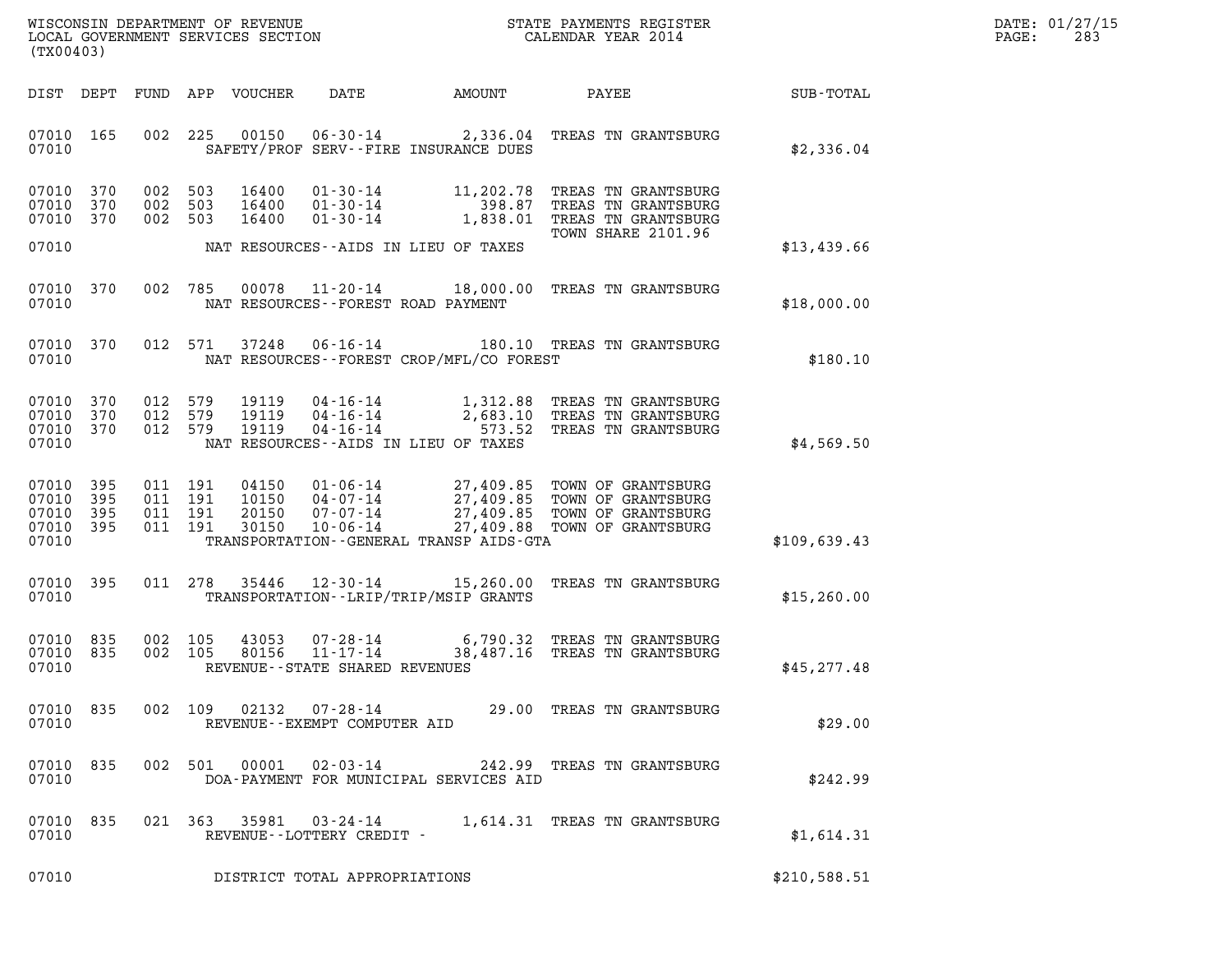WISCONSIN DEPARTMENT OF REVENUE
LOCAL GOVERNMENT SERVICES SECTION
(TX00403)

STATE PAYMENTS REGISTER
CALENDAR YEAR 2014

DATE: 01/27/15

| DIST | DEPT | FUND | APP | VOUCHER | DATE | AMOUNT | PAYEE | SUB-TOTAL |
|---|---|---|---|---|---|---|---|---|
| 07010 | 165 | 002 | 225 | 00150 | 06-30-14 | 2,336.04 | TREAS TN GRANTSBURG | |
| 07010 | | | | | SAFETY/PROF SERV--FIRE INSURANCE DUES | | | $2,336.04 |
| 07010 | 370 | 002 | 503 | 16400 | 01-30-14 | 11,202.78 | TREAS TN GRANTSBURG | |
| 07010 | 370 | 002 | 503 | 16400 | 01-30-14 | 398.87 | TREAS TN GRANTSBURG | |
| 07010 | 370 | 002 | 503 | 16400 | 01-30-14 | 1,838.01 | TREAS TN GRANTSBURG | |
| | | | | | | | TOWN SHARE 2101.96 | |
| 07010 | | | | | NAT RESOURCES--AIDS IN LIEU OF TAXES | | | $13,439.66 |
| 07010 | 370 | 002 | 785 | 00078 | 11-20-14 | 18,000.00 | TREAS TN GRANTSBURG | |
| 07010 | | | | | NAT RESOURCES--FOREST ROAD PAYMENT | | | $18,000.00 |
| 07010 | 370 | 012 | 571 | 37248 | 06-16-14 | 180.10 | TREAS TN GRANTSBURG | |
| 07010 | | | | | NAT RESOURCES--FOREST CROP/MFL/CO FOREST | | | $180.10 |
| 07010 | 370 | 012 | 579 | 19119 | 04-16-14 | 1,312.88 | TREAS TN GRANTSBURG | |
| 07010 | 370 | 012 | 579 | 19119 | 04-16-14 | 2,683.10 | TREAS TN GRANTSBURG | |
| 07010 | 370 | 012 | 579 | 19119 | 04-16-14 | 573.52 | TREAS TN GRANTSBURG | |
| 07010 | | | | | NAT RESOURCES--AIDS IN LIEU OF TAXES | | | $4,569.50 |
| 07010 | 395 | 011 | 191 | 04150 | 01-06-14 | 27,409.85 | TOWN OF GRANTSBURG | |
| 07010 | 395 | 011 | 191 | 10150 | 04-07-14 | 27,409.85 | TOWN OF GRANTSBURG | |
| 07010 | 395 | 011 | 191 | 20150 | 07-07-14 | 27,409.85 | TOWN OF GRANTSBURG | |
| 07010 | 395 | 011 | 191 | 30150 | 10-06-14 | 27,409.88 | TOWN OF GRANTSBURG | |
| 07010 | | | | | TRANSPORTATION--GENERAL TRANSP AIDS-GTA | | | $109,639.43 |
| 07010 | 395 | 011 | 278 | 35446 | 12-30-14 | 15,260.00 | TREAS TN GRANTSBURG | |
| 07010 | | | | | TRANSPORTATION--LRIP/TRIP/MSIP GRANTS | | | $15,260.00 |
| 07010 | 835 | 002 | 105 | 43053 | 07-28-14 | 6,790.32 | TREAS TN GRANTSBURG | |
| 07010 | 835 | 002 | 105 | 80156 | 11-17-14 | 38,487.16 | TREAS TN GRANTSBURG | |
| 07010 | | | | | REVENUE--STATE SHARED REVENUES | | | $45,277.48 |
| 07010 | 835 | 002 | 109 | 02132 | 07-28-14 | 29.00 | TREAS TN GRANTSBURG | |
| 07010 | | | | | REVENUE--EXEMPT COMPUTER AID | | | $29.00 |
| 07010 | 835 | 002 | 501 | 00001 | 02-03-14 | 242.99 | TREAS TN GRANTSBURG | |
| 07010 | | | | | DOA-PAYMENT FOR MUNICIPAL SERVICES AID | | | $242.99 |
| 07010 | 835 | 021 | 363 | 35981 | 03-24-14 | 1,614.31 | TREAS TN GRANTSBURG | |
| 07010 | | | | | REVENUE--LOTTERY CREDIT - | | | $1,614.31 |
| 07010 | | | | | DISTRICT TOTAL APPROPRIATIONS | | | $210,588.51 |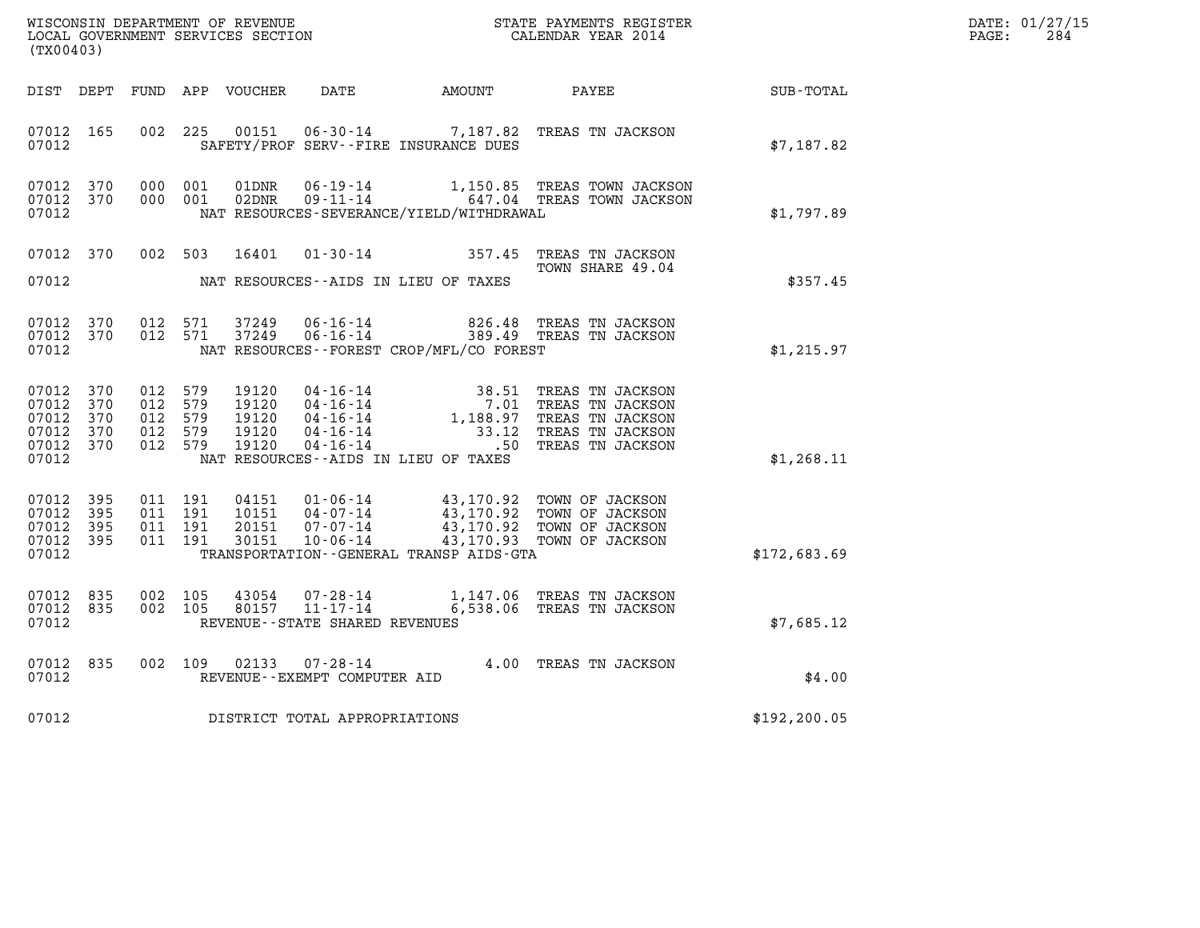WISCONSIN DEPARTMENT OF REVENUE
LOCAL GOVERNMENT SERVICES SECTION
(TX00403)

STATE PAYMENTS REGISTER
CALENDAR YEAR 2014

DATE: 01/27/15

| DIST | DEPT | FUND | APP | VOUCHER | DATE | AMOUNT | PAYEE | SUB-TOTAL |
|---|---|---|---|---|---|---|---|---|
| 07012 | 165 | 002 | 225 | 00151 | 06-30-14 | 7,187.82 | TREAS TN JACKSON | |
| 07012 | | | | | SAFETY/PROF SERV--FIRE INSURANCE DUES | | | $7,187.82 |
| 07012 | 370 | 000 | 001 | 01DNR | 06-19-14 | 1,150.85 | TREAS TOWN JACKSON | |
| 07012 | 370 | 000 | 001 | 02DNR | 09-11-14 | 647.04 | TREAS TOWN JACKSON | |
| 07012 | | | | | NAT RESOURCES-SEVERANCE/YIELD/WITHDRAWAL | | | $1,797.89 |
| 07012 | 370 | 002 | 503 | 16401 | 01-30-14 | 357.45 | TREAS TN JACKSON TOWN SHARE 49.04 | |
| 07012 | | | | | NAT RESOURCES--AIDS IN LIEU OF TAXES | | | $357.45 |
| 07012 | 370 | 012 | 571 | 37249 | 06-16-14 | 826.48 | TREAS TN JACKSON | |
| 07012 | 370 | 012 | 571 | 37249 | 06-16-14 | 389.49 | TREAS TN JACKSON | |
| 07012 | | | | | NAT RESOURCES--FOREST CROP/MFL/CO FOREST | | | $1,215.97 |
| 07012 | 370 | 012 | 579 | 19120 | 04-16-14 | 38.51 | TREAS TN JACKSON | |
| 07012 | 370 | 012 | 579 | 19120 | 04-16-14 | 7.01 | TREAS TN JACKSON | |
| 07012 | 370 | 012 | 579 | 19120 | 04-16-14 | 1,188.97 | TREAS TN JACKSON | |
| 07012 | 370 | 012 | 579 | 19120 | 04-16-14 | 33.12 | TREAS TN JACKSON | |
| 07012 | 370 | 012 | 579 | 19120 | 04-16-14 | .50 | TREAS TN JACKSON | |
| 07012 | | | | | NAT RESOURCES--AIDS IN LIEU OF TAXES | | | $1,268.11 |
| 07012 | 395 | 011 | 191 | 04151 | 01-06-14 | 43,170.92 | TOWN OF JACKSON | |
| 07012 | 395 | 011 | 191 | 10151 | 04-07-14 | 43,170.92 | TOWN OF JACKSON | |
| 07012 | 395 | 011 | 191 | 20151 | 07-07-14 | 43,170.92 | TOWN OF JACKSON | |
| 07012 | 395 | 011 | 191 | 30151 | 10-06-14 | 43,170.93 | TOWN OF JACKSON | |
| 07012 | | | | | TRANSPORTATION--GENERAL TRANSP AIDS-GTA | | | $172,683.69 |
| 07012 | 835 | 002 | 105 | 43054 | 07-28-14 | 1,147.06 | TREAS TN JACKSON | |
| 07012 | 835 | 002 | 105 | 80157 | 11-17-14 | 6,538.06 | TREAS TN JACKSON | |
| 07012 | | | | | REVENUE--STATE SHARED REVENUES | | | $7,685.12 |
| 07012 | 835 | 002 | 109 | 02133 | 07-28-14 | 4.00 | TREAS TN JACKSON | |
| 07012 | | | | | REVENUE--EXEMPT COMPUTER AID | | | $4.00 |
| 07012 | | | | | DISTRICT TOTAL APPROPRIATIONS | | | $192,200.05 |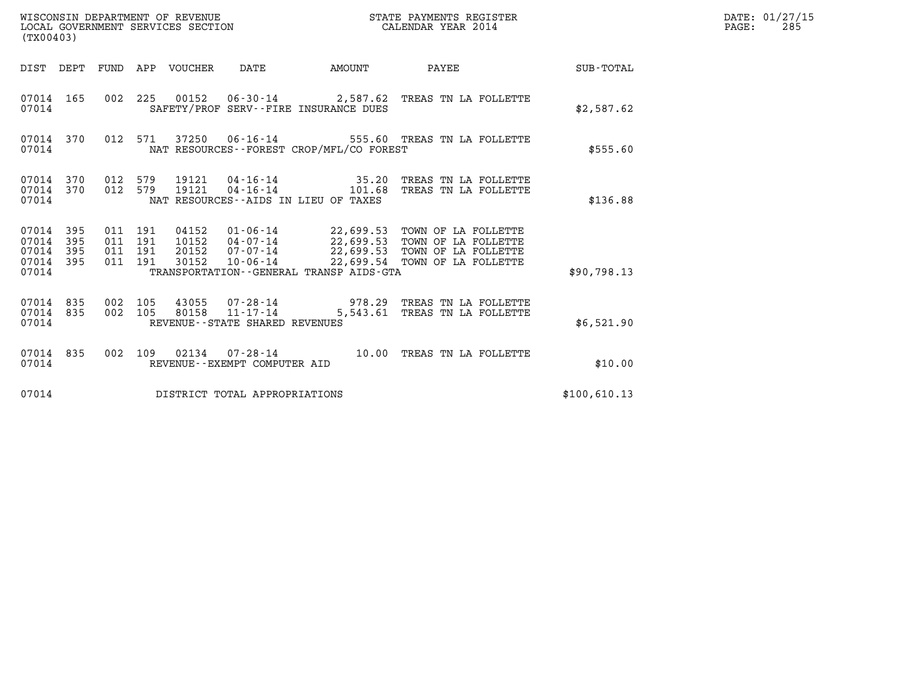WISCONSIN DEPARTMENT OF REVENUE
LOCAL GOVERNMENT SERVICES SECTION
(TX00403)

STATE PAYMENTS REGISTER
CALENDAR YEAR 2014

DATE: 01/27/15
PAGE: 285

| DIST | DEPT | FUND | APP | VOUCHER | DATE | AMOUNT | PAYEE | SUB-TOTAL |
|---|---|---|---|---|---|---|---|---|
| 07014 | 165 | 002 | 225 | 00152 | 06-30-14 | 2,587.62 | TREAS TN LA FOLLETTE | |
| 07014 | | | | SAFETY/PROF SERV--FIRE INSURANCE DUES | | | | $2,587.62 |
| 07014 | 370 | 012 | 571 | 37250 | 06-16-14 | 555.60 | TREAS TN LA FOLLETTE | |
| 07014 | | | | NAT RESOURCES--FOREST CROP/MFL/CO FOREST | | | | $555.60 |
| 07014 | 370 | 012 | 579 | 19121 | 04-16-14 | 35.20 | TREAS TN LA FOLLETTE | |
| 07014 | 370 | 012 | 579 | 19121 | 04-16-14 | 101.68 | TREAS TN LA FOLLETTE | |
| 07014 | | | | NAT RESOURCES--AIDS IN LIEU OF TAXES | | | | $136.88 |
| 07014 | 395 | 011 | 191 | 04152 | 01-06-14 | 22,699.53 | TOWN OF LA FOLLETTE | |
| 07014 | 395 | 011 | 191 | 10152 | 04-07-14 | 22,699.53 | TOWN OF LA FOLLETTE | |
| 07014 | 395 | 011 | 191 | 20152 | 07-07-14 | 22,699.53 | TOWN OF LA FOLLETTE | |
| 07014 | 395 | 011 | 191 | 30152 | 10-06-14 | 22,699.54 | TOWN OF LA FOLLETTE | |
| 07014 | | | | TRANSPORTATION--GENERAL TRANSP AIDS-GTA | | | | $90,798.13 |
| 07014 | 835 | 002 | 105 | 43055 | 07-28-14 | 978.29 | TREAS TN LA FOLLETTE | |
| 07014 | 835 | 002 | 105 | 80158 | 11-17-14 | 5,543.61 | TREAS TN LA FOLLETTE | |
| 07014 | | | | REVENUE--STATE SHARED REVENUES | | | | $6,521.90 |
| 07014 | 835 | 002 | 109 | 02134 | 07-28-14 | 10.00 | TREAS TN LA FOLLETTE | |
| 07014 | | | | REVENUE--EXEMPT COMPUTER AID | | | | $10.00 |
| 07014 | | | | DISTRICT TOTAL APPROPRIATIONS | | | | $100,610.13 |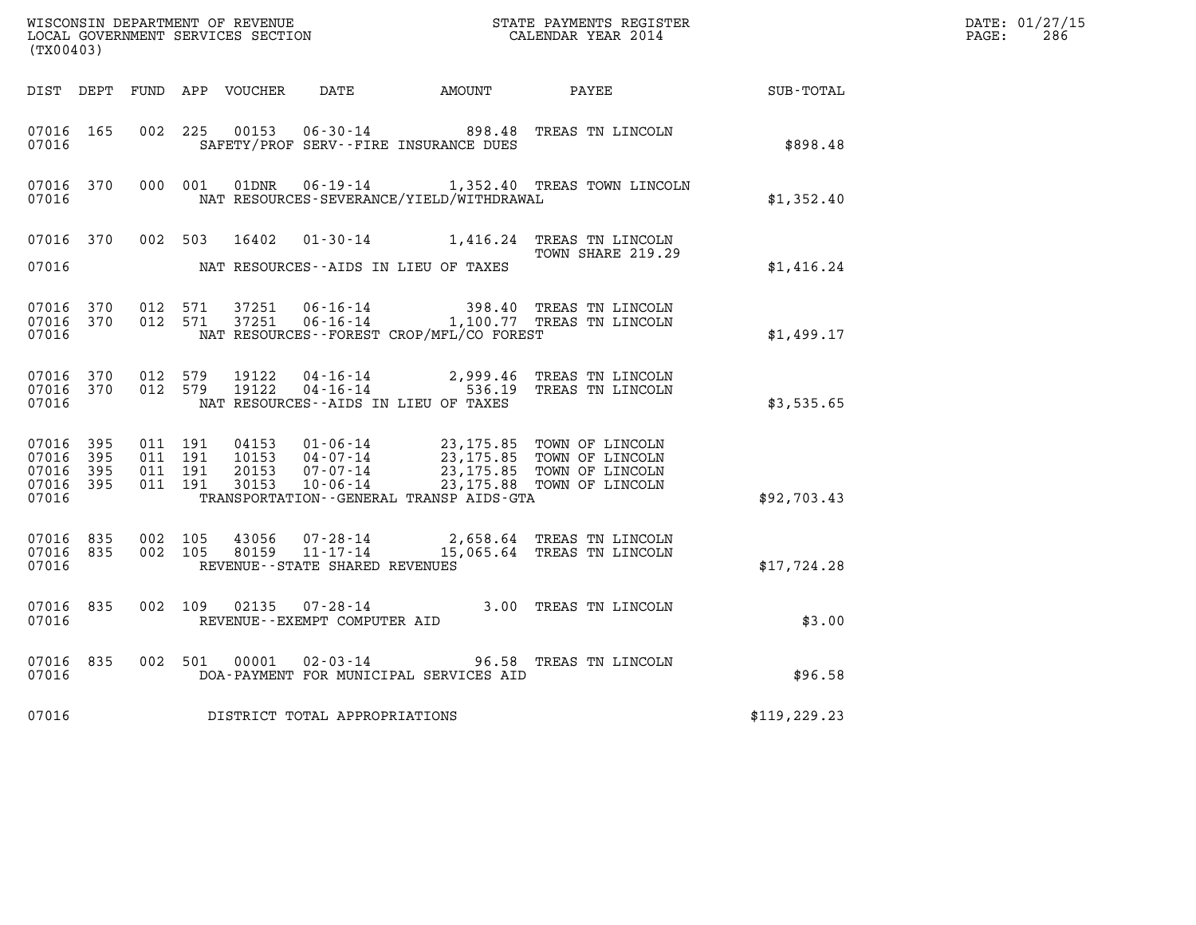WISCONSIN DEPARTMENT OF REVENUE
LOCAL GOVERNMENT SERVICES SECTION
(TX00403)

STATE PAYMENTS REGISTER
CALENDAR YEAR 2014

| DIST | DEPT | FUND | APP | VOUCHER | DATE | AMOUNT | PAYEE | SUB-TOTAL |
|---|---|---|---|---|---|---|---|---|
| 07016 | 165 | 002 | 225 | 00153 | 06-30-14 | 898.48 | TREAS TN LINCOLN | |
| 07016 | | | | | SAFETY/PROF SERV--FIRE INSURANCE DUES | | | $898.48 |
| 07016 | 370 | 000 | 001 | 01DNR | 06-19-14 | 1,352.40 | TREAS TOWN LINCOLN | |
| 07016 | | | | | NAT RESOURCES-SEVERANCE/YIELD/WITHDRAWAL | | | $1,352.40 |
| 07016 | 370 | 002 | 503 | 16402 | 01-30-14 | 1,416.24 | TREAS TN LINCOLN TOWN SHARE 219.29 | |
| 07016 | | | | | NAT RESOURCES--AIDS IN LIEU OF TAXES | | | $1,416.24 |
| 07016 | 370 | 012 | 571 | 37251 | 06-16-14 | 398.40 | TREAS TN LINCOLN | |
| 07016 | 370 | 012 | 571 | 37251 | 06-16-14 | 1,100.77 | TREAS TN LINCOLN | |
| 07016 | | | | | NAT RESOURCES--FOREST CROP/MFL/CO FOREST | | | $1,499.17 |
| 07016 | 370 | 012 | 579 | 19122 | 04-16-14 | 2,999.46 | TREAS TN LINCOLN | |
| 07016 | 370 | 012 | 579 | 19122 | 04-16-14 | 536.19 | TREAS TN LINCOLN | |
| 07016 | | | | | NAT RESOURCES--AIDS IN LIEU OF TAXES | | | $3,535.65 |
| 07016 | 395 | 011 | 191 | 04153 | 01-06-14 | 23,175.85 | TOWN OF LINCOLN | |
| 07016 | 395 | 011 | 191 | 10153 | 04-07-14 | 23,175.85 | TOWN OF LINCOLN | |
| 07016 | 395 | 011 | 191 | 20153 | 07-07-14 | 23,175.85 | TOWN OF LINCOLN | |
| 07016 | 395 | 011 | 191 | 30153 | 10-06-14 | 23,175.88 | TOWN OF LINCOLN | |
| 07016 | | | | | TRANSPORTATION--GENERAL TRANSP AIDS-GTA | | | $92,703.43 |
| 07016 | 835 | 002 | 105 | 43056 | 07-28-14 | 2,658.64 | TREAS TN LINCOLN | |
| 07016 | 835 | 002 | 105 | 80159 | 11-17-14 | 15,065.64 | TREAS TN LINCOLN | |
| 07016 | | | | | REVENUE--STATE SHARED REVENUES | | | $17,724.28 |
| 07016 | 835 | 002 | 109 | 02135 | 07-28-14 | 3.00 | TREAS TN LINCOLN | |
| 07016 | | | | | REVENUE--EXEMPT COMPUTER AID | | | $3.00 |
| 07016 | 835 | 002 | 501 | 00001 | 02-03-14 | 96.58 | TREAS TN LINCOLN | |
| 07016 | | | | | DOA-PAYMENT FOR MUNICIPAL SERVICES AID | | | $96.58 |
| 07016 | | | | | DISTRICT TOTAL APPROPRIATIONS | | | $119,229.23 |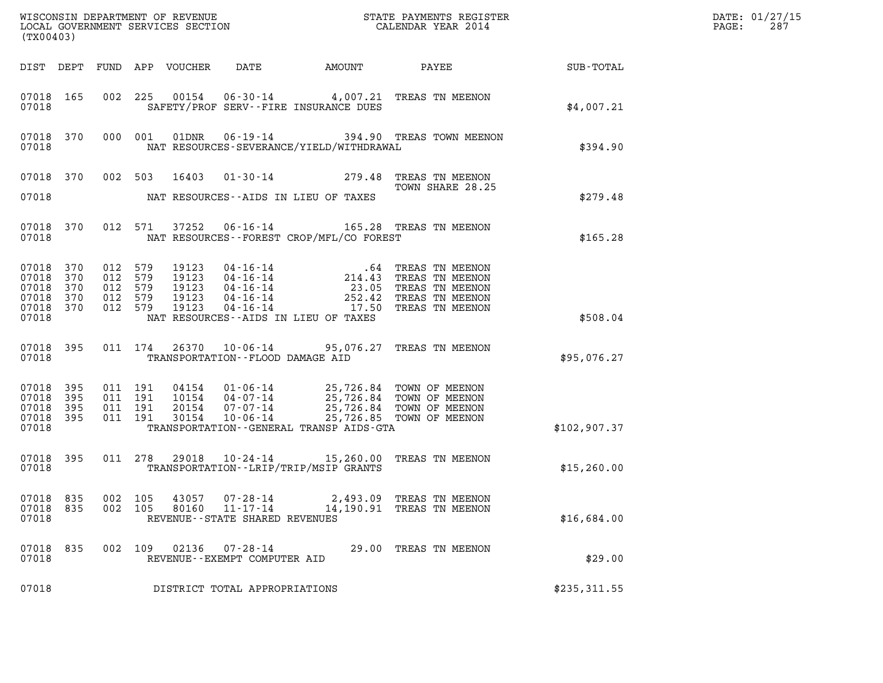WISCONSIN DEPARTMENT OF REVENUE
LOCAL GOVERNMENT SERVICES SECTION
(TX00403)

STATE PAYMENTS REGISTER
CALENDAR YEAR 2014

DATE: 01/27/15

| DIST | DEPT | FUND | APP | VOUCHER | DATE | AMOUNT | PAYEE | SUB-TOTAL |
|---|---|---|---|---|---|---|---|---|
| 07018 | 165 | 002 | 225 | 00154 | 06-30-14 | 4,007.21 | TREAS TN MEENON | |
| 07018 | | | | | SAFETY/PROF SERV--FIRE INSURANCE DUES | | | $4,007.21 |
| 07018 | 370 | 000 | 001 | 01DNR | 06-19-14 | 394.90 | TREAS TOWN MEENON | |
| 07018 | | | | | NAT RESOURCES-SEVERANCE/YIELD/WITHDRAWAL | | | $394.90 |
| 07018 | 370 | 002 | 503 | 16403 | 01-30-14 | 279.48 | TREAS TN MEENON TOWN SHARE 28.25 | |
| 07018 | | | | | NAT RESOURCES--AIDS IN LIEU OF TAXES | | | $279.48 |
| 07018 | 370 | 012 | 571 | 37252 | 06-16-14 | 165.28 | TREAS TN MEENON | |
| 07018 | | | | | NAT RESOURCES--FOREST CROP/MFL/CO FOREST | | | $165.28 |
| 07018 | 370 | 012 | 579 | 19123 | 04-16-14 | .64 | TREAS TN MEENON | |
| 07018 | 370 | 012 | 579 | 19123 | 04-16-14 | 214.43 | TREAS TN MEENON | |
| 07018 | 370 | 012 | 579 | 19123 | 04-16-14 | 23.05 | TREAS TN MEENON | |
| 07018 | 370 | 012 | 579 | 19123 | 04-16-14 | 252.42 | TREAS TN MEENON | |
| 07018 | 370 | 012 | 579 | 19123 | 04-16-14 | 17.50 | TREAS TN MEENON | |
| 07018 | | | | | NAT RESOURCES--AIDS IN LIEU OF TAXES | | | $508.04 |
| 07018 | 395 | 011 | 174 | 26370 | 10-06-14 | 95,076.27 | TREAS TN MEENON | |
| 07018 | | | | | TRANSPORTATION--FLOOD DAMAGE AID | | | $95,076.27 |
| 07018 | 395 | 011 | 191 | 04154 | 01-06-14 | 25,726.84 | TOWN OF MEENON | |
| 07018 | 395 | 011 | 191 | 10154 | 04-07-14 | 25,726.84 | TOWN OF MEENON | |
| 07018 | 395 | 011 | 191 | 20154 | 07-07-14 | 25,726.84 | TOWN OF MEENON | |
| 07018 | 395 | 011 | 191 | 30154 | 10-06-14 | 25,726.85 | TOWN OF MEENON | |
| 07018 | | | | | TRANSPORTATION--GENERAL TRANSP AIDS-GTA | | | $102,907.37 |
| 07018 | 395 | 011 | 278 | 29018 | 10-24-14 | 15,260.00 | TREAS TN MEENON | |
| 07018 | | | | | TRANSPORTATION--LRIP/TRIP/MSIP GRANTS | | | $15,260.00 |
| 07018 | 835 | 002 | 105 | 43057 | 07-28-14 | 2,493.09 | TREAS TN MEENON | |
| 07018 | 835 | 002 | 105 | 80160 | 11-17-14 | 14,190.91 | TREAS TN MEENON | |
| 07018 | | | | | REVENUE--STATE SHARED REVENUES | | | $16,684.00 |
| 07018 | 835 | 002 | 109 | 02136 | 07-28-14 | 29.00 | TREAS TN MEENON | |
| 07018 | | | | | REVENUE--EXEMPT COMPUTER AID | | | $29.00 |
| 07018 | | | | | DISTRICT TOTAL APPROPRIATIONS | | | $235,311.55 |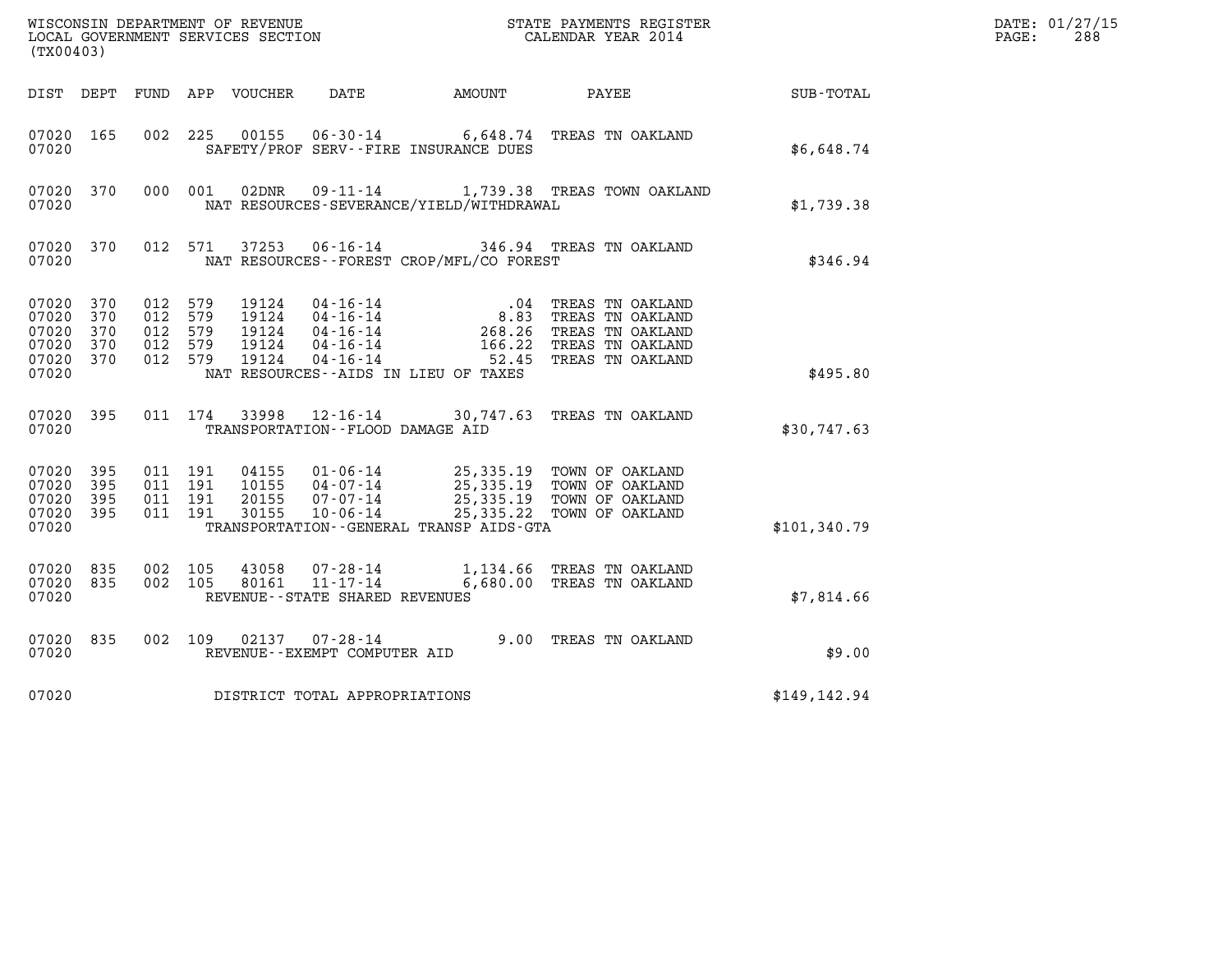WISCONSIN DEPARTMENT OF REVENUE
LOCAL GOVERNMENT SERVICES SECTION
(TX00403)

STATE PAYMENTS REGISTER
CALENDAR YEAR 2014

DATE: 01/27/15
PAGE: 288

| DIST | DEPT | FUND | APP | VOUCHER | DATE | AMOUNT | PAYEE | SUB-TOTAL |
|---|---|---|---|---|---|---|---|---|
| 07020 | 165 | 002 | 225 | 00155 | 06-30-14 | 6,648.74 | TREAS TN OAKLAND | |
| 07020 | | | | SAFETY/PROF SERV--FIRE INSURANCE DUES | | | | $6,648.74 |
| 07020 | 370 | 000 | 001 | 02DNR | 09-11-14 | 1,739.38 | TREAS TOWN OAKLAND | |
| 07020 | | | | NAT RESOURCES-SEVERANCE/YIELD/WITHDRAWAL | | | | $1,739.38 |
| 07020 | 370 | 012 | 571 | 37253 | 06-16-14 | 346.94 | TREAS TN OAKLAND | |
| 07020 | | | | NAT RESOURCES--FOREST CROP/MFL/CO FOREST | | | | $346.94 |
| 07020 | 370 | 012 | 579 | 19124 | 04-16-14 | .04 | TREAS TN OAKLAND | |
| 07020 | 370 | 012 | 579 | 19124 | 04-16-14 | 8.83 | TREAS TN OAKLAND | |
| 07020 | 370 | 012 | 579 | 19124 | 04-16-14 | 268.26 | TREAS TN OAKLAND | |
| 07020 | 370 | 012 | 579 | 19124 | 04-16-14 | 166.22 | TREAS TN OAKLAND | |
| 07020 | 370 | 012 | 579 | 19124 | 04-16-14 | 52.45 | TREAS TN OAKLAND | |
| 07020 | | | | NAT RESOURCES--AIDS IN LIEU OF TAXES | | | | $495.80 |
| 07020 | 395 | 011 | 174 | 33998 | 12-16-14 | 30,747.63 | TREAS TN OAKLAND | |
| 07020 | | | | TRANSPORTATION--FLOOD DAMAGE AID | | | | $30,747.63 |
| 07020 | 395 | 011 | 191 | 04155 | 01-06-14 | 25,335.19 | TOWN OF OAKLAND | |
| 07020 | 395 | 011 | 191 | 10155 | 04-07-14 | 25,335.19 | TOWN OF OAKLAND | |
| 07020 | 395 | 011 | 191 | 20155 | 07-07-14 | 25,335.19 | TOWN OF OAKLAND | |
| 07020 | 395 | 011 | 191 | 30155 | 10-06-14 | 25,335.22 | TOWN OF OAKLAND | |
| 07020 | | | | TRANSPORTATION--GENERAL TRANSP AIDS-GTA | | | | $101,340.79 |
| 07020 | 835 | 002 | 105 | 43058 | 07-28-14 | 1,134.66 | TREAS TN OAKLAND | |
| 07020 | 835 | 002 | 105 | 80161 | 11-17-14 | 6,680.00 | TREAS TN OAKLAND | |
| 07020 | | | | REVENUE--STATE SHARED REVENUES | | | | $7,814.66 |
| 07020 | 835 | 002 | 109 | 02137 | 07-28-14 | 9.00 | TREAS TN OAKLAND | |
| 07020 | | | | REVENUE--EXEMPT COMPUTER AID | | | | $9.00 |
| 07020 | | | | DISTRICT TOTAL APPROPRIATIONS | | | | $149,142.94 |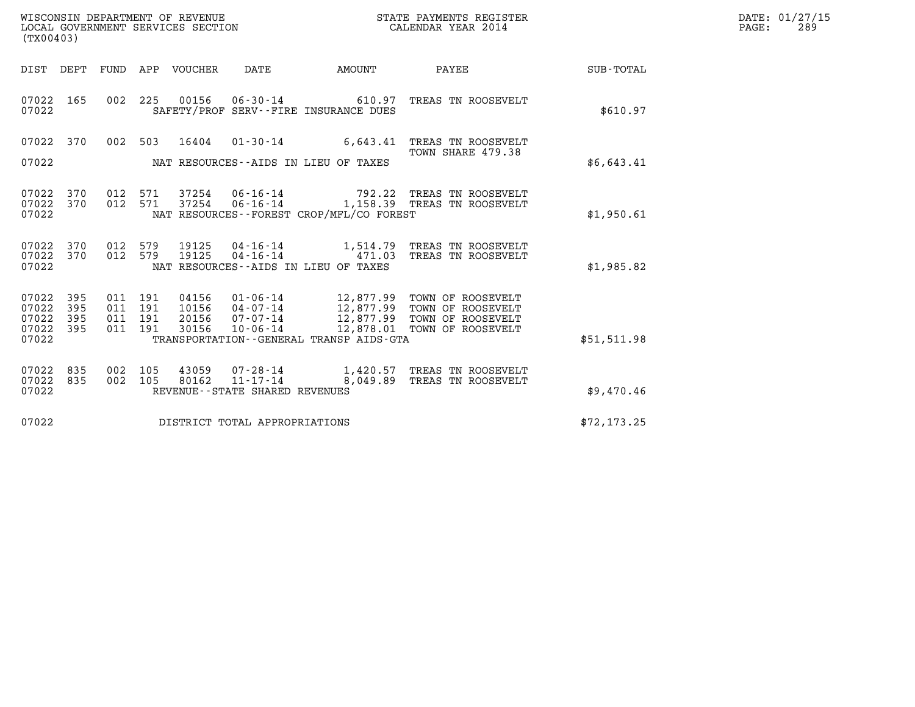WISCONSIN DEPARTMENT OF REVENUE
LOCAL GOVERNMENT SERVICES SECTION
(TX00403)

STATE PAYMENTS REGISTER
CALENDAR YEAR 2014

DATE: 01/27/15

| DIST | DEPT | FUND | APP | VOUCHER | DATE | AMOUNT | PAYEE | SUB-TOTAL |
|---|---|---|---|---|---|---|---|---|
| 07022 | 165 | 002 | 225 | 00156 | 06-30-14 | 610.97 | TREAS TN ROOSEVELT | |
| 07022 | | | | | SAFETY/PROF SERV--FIRE INSURANCE DUES | | | $610.97 |
| 07022 | 370 | 002 | 503 | 16404 | 01-30-14 | 6,643.41 | TREAS TN ROOSEVELT TOWN SHARE 479.38 | |
| 07022 | | | | | NAT RESOURCES--AIDS IN LIEU OF TAXES | | | $6,643.41 |
| 07022 | 370 | 012 | 571 | 37254 | 06-16-14 | 792.22 | TREAS TN ROOSEVELT | |
| 07022 | 370 | 012 | 571 | 37254 | 06-16-14 | 1,158.39 | TREAS TN ROOSEVELT | |
| 07022 | | | | | NAT RESOURCES--FOREST CROP/MFL/CO FOREST | | | $1,950.61 |
| 07022 | 370 | 012 | 579 | 19125 | 04-16-14 | 1,514.79 | TREAS TN ROOSEVELT | |
| 07022 | 370 | 012 | 579 | 19125 | 04-16-14 | 471.03 | TREAS TN ROOSEVELT | |
| 07022 | | | | | NAT RESOURCES--AIDS IN LIEU OF TAXES | | | $1,985.82 |
| 07022 | 395 | 011 | 191 | 04156 | 01-06-14 | 12,877.99 | TOWN OF ROOSEVELT | |
| 07022 | 395 | 011 | 191 | 10156 | 04-07-14 | 12,877.99 | TOWN OF ROOSEVELT | |
| 07022 | 395 | 011 | 191 | 20156 | 07-07-14 | 12,877.99 | TOWN OF ROOSEVELT | |
| 07022 | 395 | 011 | 191 | 30156 | 10-06-14 | 12,878.01 | TOWN OF ROOSEVELT | |
| 07022 | | | | | TRANSPORTATION--GENERAL TRANSP AIDS-GTA | | | $51,511.98 |
| 07022 | 835 | 002 | 105 | 43059 | 07-28-14 | 1,420.57 | TREAS TN ROOSEVELT | |
| 07022 | 835 | 002 | 105 | 80162 | 11-17-14 | 8,049.89 | TREAS TN ROOSEVELT | |
| 07022 | | | | | REVENUE--STATE SHARED REVENUES | | | $9,470.46 |
| 07022 | | | | | DISTRICT TOTAL APPROPRIATIONS | | | $72,173.25 |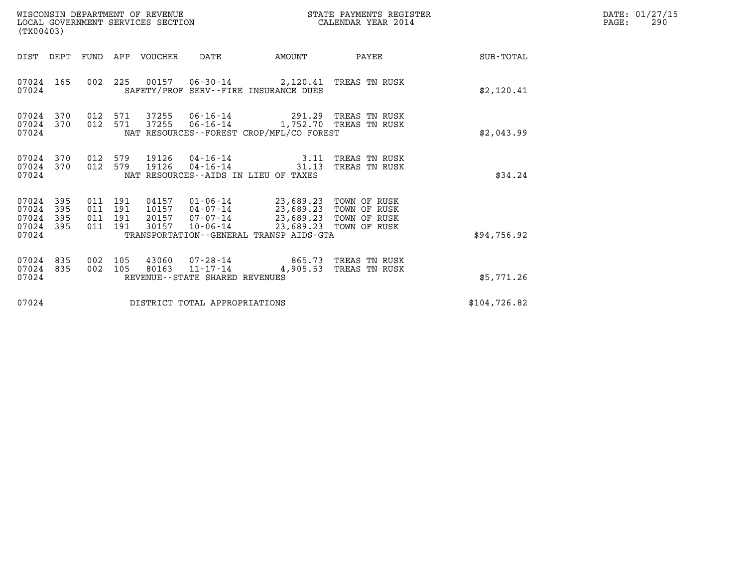WISCONSIN DEPARTMENT OF REVENUE
LOCAL GOVERNMENT SERVICES SECTION
(TX00403)

STATE PAYMENTS REGISTER
CALENDAR YEAR 2014

DATE: 01/27/15

| DIST | DEPT | FUND | APP | VOUCHER | DATE | AMOUNT | PAYEE | SUB-TOTAL |
|---|---|---|---|---|---|---|---|---|
| 07024 | 165 | 002 | 225 | 00157 | 06-30-14 | 2,120.41 | TREAS TN RUSK | |
| 07024 | | | | | SAFETY/PROF SERV--FIRE INSURANCE DUES | | | $2,120.41 |
| 07024 | 370 | 012 | 571 | 37255 | 06-16-14 | 291.29 | TREAS TN RUSK | |
| 07024 | 370 | 012 | 571 | 37255 | 06-16-14 | 1,752.70 | TREAS TN RUSK | |
| 07024 | | | | | NAT RESOURCES--FOREST CROP/MFL/CO FOREST | | | $2,043.99 |
| 07024 | 370 | 012 | 579 | 19126 | 04-16-14 | 3.11 | TREAS TN RUSK | |
| 07024 | 370 | 012 | 579 | 19126 | 04-16-14 | 31.13 | TREAS TN RUSK | |
| 07024 | | | | | NAT RESOURCES--AIDS IN LIEU OF TAXES | | | $34.24 |
| 07024 | 395 | 011 | 191 | 04157 | 01-06-14 | 23,689.23 | TOWN OF RUSK | |
| 07024 | 395 | 011 | 191 | 10157 | 04-07-14 | 23,689.23 | TOWN OF RUSK | |
| 07024 | 395 | 011 | 191 | 20157 | 07-07-14 | 23,689.23 | TOWN OF RUSK | |
| 07024 | 395 | 011 | 191 | 30157 | 10-06-14 | 23,689.23 | TOWN OF RUSK | |
| 07024 | | | | | TRANSPORTATION--GENERAL TRANSP AIDS-GTA | | | $94,756.92 |
| 07024 | 835 | 002 | 105 | 43060 | 07-28-14 | 865.73 | TREAS TN RUSK | |
| 07024 | 835 | 002 | 105 | 80163 | 11-17-14 | 4,905.53 | TREAS TN RUSK | |
| 07024 | | | | | REVENUE--STATE SHARED REVENUES | | | $5,771.26 |
| 07024 | | | | | DISTRICT TOTAL APPROPRIATIONS | | | $104,726.82 |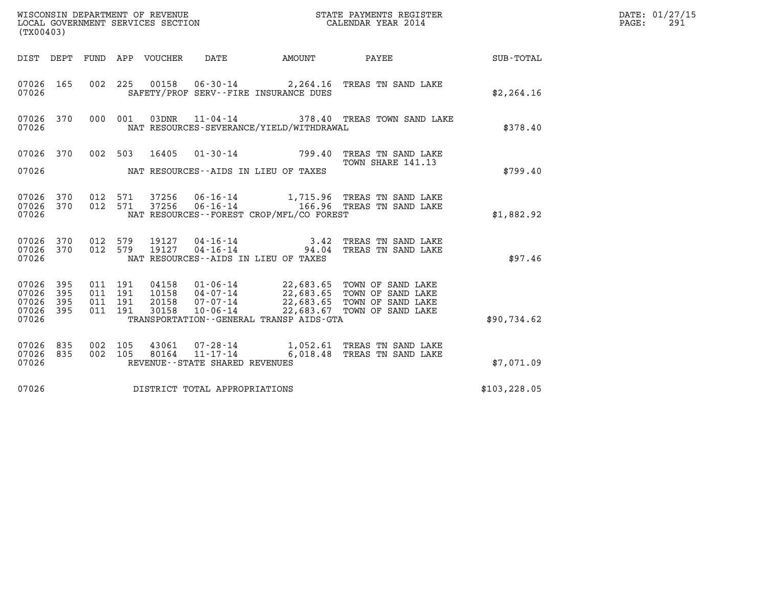WISCONSIN DEPARTMENT OF REVENUE
LOCAL GOVERNMENT SERVICES SECTION
(TX00403)

STATE PAYMENTS REGISTER
CALENDAR YEAR 2014

DATE: 01/27/15
PAGE: 291

| DIST | DEPT | FUND | APP | VOUCHER | DATE | AMOUNT | PAYEE | SUB-TOTAL |
|---|---|---|---|---|---|---|---|---|
| 07026 | 165 | 002 | 225 | 00158 | 06-30-14 | 2,264.16 | TREAS TN SAND LAKE | |
| 07026 | | | | | SAFETY/PROF SERV--FIRE INSURANCE DUES | | | $2,264.16 |
| 07026 | 370 | 000 | 001 | 03DNR | 11-04-14 | 378.40 | TREAS TOWN SAND LAKE | |
| 07026 | | | | | NAT RESOURCES-SEVERANCE/YIELD/WITHDRAWAL | | | $378.40 |
| 07026 | 370 | 002 | 503 | 16405 | 01-30-14 | 799.40 | TREAS TN SAND LAKE TOWN SHARE 141.13 | |
| 07026 | | | | | NAT RESOURCES--AIDS IN LIEU OF TAXES | | | $799.40 |
| 07026 | 370 | 012 | 571 | 37256 | 06-16-14 | 1,715.96 | TREAS TN SAND LAKE | |
| 07026 | 370 | 012 | 571 | 37256 | 06-16-14 | 166.96 | TREAS TN SAND LAKE | |
| 07026 | | | | | NAT RESOURCES--FOREST CROP/MFL/CO FOREST | | | $1,882.92 |
| 07026 | 370 | 012 | 579 | 19127 | 04-16-14 | 3.42 | TREAS TN SAND LAKE | |
| 07026 | 370 | 012 | 579 | 19127 | 04-16-14 | 94.04 | TREAS TN SAND LAKE | |
| 07026 | | | | | NAT RESOURCES--AIDS IN LIEU OF TAXES | | | $97.46 |
| 07026 | 395 | 011 | 191 | 04158 | 01-06-14 | 22,683.65 | TOWN OF SAND LAKE | |
| 07026 | 395 | 011 | 191 | 10158 | 04-07-14 | 22,683.65 | TOWN OF SAND LAKE | |
| 07026 | 395 | 011 | 191 | 20158 | 07-07-14 | 22,683.65 | TOWN OF SAND LAKE | |
| 07026 | 395 | 011 | 191 | 30158 | 10-06-14 | 22,683.67 | TOWN OF SAND LAKE | |
| 07026 | | | | | TRANSPORTATION--GENERAL TRANSP AIDS-GTA | | | $90,734.62 |
| 07026 | 835 | 002 | 105 | 43061 | 07-28-14 | 1,052.61 | TREAS TN SAND LAKE | |
| 07026 | 835 | 002 | 105 | 80164 | 11-17-14 | 6,018.48 | TREAS TN SAND LAKE | |
| 07026 | | | | | REVENUE--STATE SHARED REVENUES | | | $7,071.09 |
| 07026 | | | | | DISTRICT TOTAL APPROPRIATIONS | | | $103,228.05 |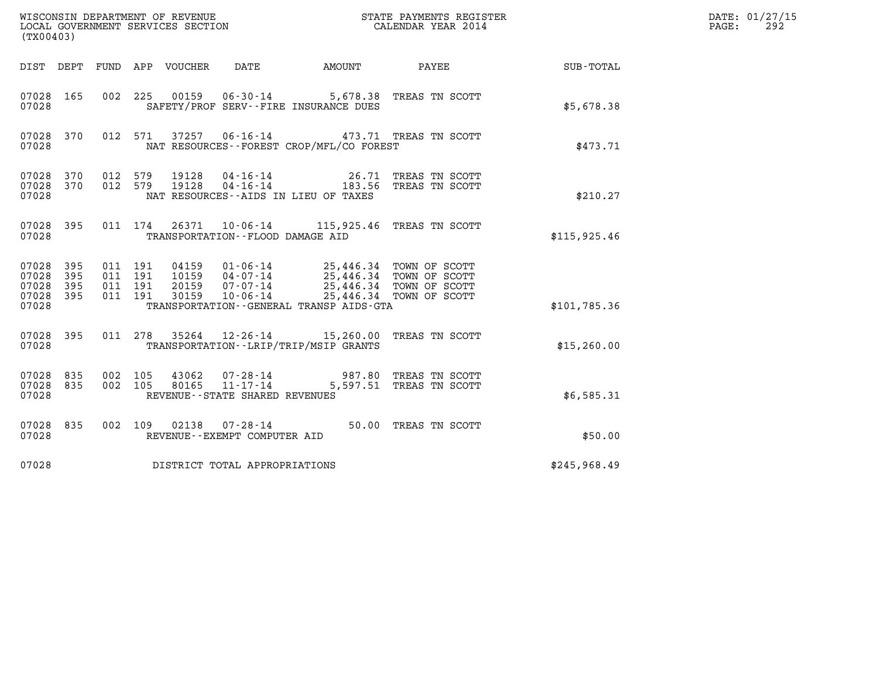WISCONSIN DEPARTMENT OF REVENUE
LOCAL GOVERNMENT SERVICES SECTION
(TX00403)

STATE PAYMENTS REGISTER
CALENDAR YEAR 2014

DATE: 01/27/15
PAGE: 292

| DIST | DEPT | FUND | APP | VOUCHER | DATE | AMOUNT | PAYEE | SUB-TOTAL |
|---|---|---|---|---|---|---|---|---|
| 07028 | 165 | 002 | 225 | 00159 | 06-30-14 | 5,678.38 | TREAS TN SCOTT | |
| 07028 | | | | SAFETY/PROF SERV--FIRE INSURANCE DUES | | | | $5,678.38 |
| 07028 | 370 | 012 | 571 | 37257 | 06-16-14 | 473.71 | TREAS TN SCOTT | |
| 07028 | | | | NAT RESOURCES--FOREST CROP/MFL/CO FOREST | | | | $473.71 |
| 07028 | 370 | 012 | 579 | 19128 | 04-16-14 | 26.71 | TREAS TN SCOTT | |
| 07028 | 370 | 012 | 579 | 19128 | 04-16-14 | 183.56 | TREAS TN SCOTT | |
| 07028 | | | | NAT RESOURCES--AIDS IN LIEU OF TAXES | | | | $210.27 |
| 07028 | 395 | 011 | 174 | 26371 | 10-06-14 | 115,925.46 | TREAS TN SCOTT | |
| 07028 | | | | TRANSPORTATION--FLOOD DAMAGE AID | | | | $115,925.46 |
| 07028 | 395 | 011 | 191 | 04159 | 01-06-14 | 25,446.34 | TOWN OF SCOTT | |
| 07028 | 395 | 011 | 191 | 10159 | 04-07-14 | 25,446.34 | TOWN OF SCOTT | |
| 07028 | 395 | 011 | 191 | 20159 | 07-07-14 | 25,446.34 | TOWN OF SCOTT | |
| 07028 | 395 | 011 | 191 | 30159 | 10-06-14 | 25,446.34 | TOWN OF SCOTT | |
| 07028 | | | | TRANSPORTATION--GENERAL TRANSP AIDS-GTA | | | | $101,785.36 |
| 07028 | 395 | 011 | 278 | 35264 | 12-26-14 | 15,260.00 | TREAS TN SCOTT | |
| 07028 | | | | TRANSPORTATION--LRIP/TRIP/MSIP GRANTS | | | | $15,260.00 |
| 07028 | 835 | 002 | 105 | 43062 | 07-28-14 | 987.80 | TREAS TN SCOTT | |
| 07028 | 835 | 002 | 105 | 80165 | 11-17-14 | 5,597.51 | TREAS TN SCOTT | |
| 07028 | | | | REVENUE--STATE SHARED REVENUES | | | | $6,585.31 |
| 07028 | 835 | 002 | 109 | 02138 | 07-28-14 | 50.00 | TREAS TN SCOTT | |
| 07028 | | | | REVENUE--EXEMPT COMPUTER AID | | | | $50.00 |
| 07028 | | | | DISTRICT TOTAL APPROPRIATIONS | | | | $245,968.49 |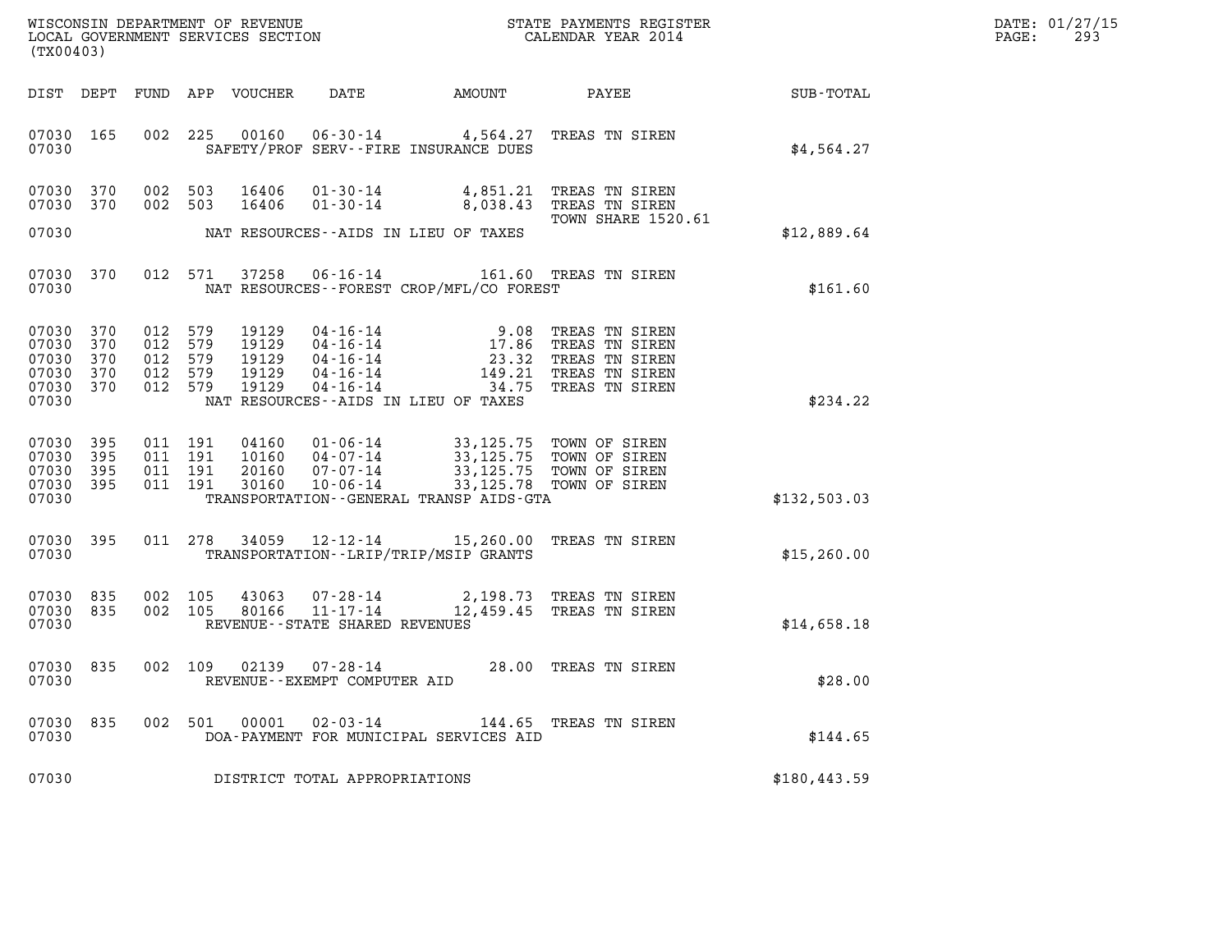WISCONSIN DEPARTMENT OF REVENUE
LOCAL GOVERNMENT SERVICES SECTION
(TX00403)

STATE PAYMENTS REGISTER
CALENDAR YEAR 2014

DATE: 01/27/15

| DIST | DEPT | FUND | APP | VOUCHER | DATE | AMOUNT | PAYEE | SUB-TOTAL |
|---|---|---|---|---|---|---|---|---|
| 07030 | 165 | 002 | 225 | 00160 | 06-30-14 | 4,564.27 | TREAS TN SIREN | |
| 07030 | | | | | SAFETY/PROF SERV--FIRE INSURANCE DUES | | | $4,564.27 |
| 07030 | 370 | 002 | 503 | 16406 | 01-30-14 | 4,851.21 | TREAS TN SIREN | |
| 07030 | 370 | 002 | 503 | 16406 | 01-30-14 | 8,038.43 | TREAS TN SIREN | |
| | | | | | | | TOWN SHARE 1520.61 | |
| 07030 | | | | | NAT RESOURCES--AIDS IN LIEU OF TAXES | | | $12,889.64 |
| 07030 | 370 | 012 | 571 | 37258 | 06-16-14 | 161.60 | TREAS TN SIREN | |
| 07030 | | | | | NAT RESOURCES--FOREST CROP/MFL/CO FOREST | | | $161.60 |
| 07030 | 370 | 012 | 579 | 19129 | 04-16-14 | 9.08 | TREAS TN SIREN | |
| 07030 | 370 | 012 | 579 | 19129 | 04-16-14 | 17.86 | TREAS TN SIREN | |
| 07030 | 370 | 012 | 579 | 19129 | 04-16-14 | 23.32 | TREAS TN SIREN | |
| 07030 | 370 | 012 | 579 | 19129 | 04-16-14 | 149.21 | TREAS TN SIREN | |
| 07030 | 370 | 012 | 579 | 19129 | 04-16-14 | 34.75 | TREAS TN SIREN | |
| 07030 | | | | | NAT RESOURCES--AIDS IN LIEU OF TAXES | | | $234.22 |
| 07030 | 395 | 011 | 191 | 04160 | 01-06-14 | 33,125.75 | TOWN OF SIREN | |
| 07030 | 395 | 011 | 191 | 10160 | 04-07-14 | 33,125.75 | TOWN OF SIREN | |
| 07030 | 395 | 011 | 191 | 20160 | 07-07-14 | 33,125.75 | TOWN OF SIREN | |
| 07030 | 395 | 011 | 191 | 30160 | 10-06-14 | 33,125.78 | TOWN OF SIREN | |
| 07030 | | | | | TRANSPORTATION--GENERAL TRANSP AIDS-GTA | | | $132,503.03 |
| 07030 | 395 | 011 | 278 | 34059 | 12-12-14 | 15,260.00 | TREAS TN SIREN | |
| 07030 | | | | | TRANSPORTATION--LRIP/TRIP/MSIP GRANTS | | | $15,260.00 |
| 07030 | 835 | 002 | 105 | 43063 | 07-28-14 | 2,198.73 | TREAS TN SIREN | |
| 07030 | 835 | 002 | 105 | 80166 | 11-17-14 | 12,459.45 | TREAS TN SIREN | |
| 07030 | | | | | REVENUE--STATE SHARED REVENUES | | | $14,658.18 |
| 07030 | 835 | 002 | 109 | 02139 | 07-28-14 | 28.00 | TREAS TN SIREN | |
| 07030 | | | | | REVENUE--EXEMPT COMPUTER AID | | | $28.00 |
| 07030 | 835 | 002 | 501 | 00001 | 02-03-14 | 144.65 | TREAS TN SIREN | |
| 07030 | | | | | DOA-PAYMENT FOR MUNICIPAL SERVICES AID | | | $144.65 |
| 07030 | | | | | DISTRICT TOTAL APPROPRIATIONS | | | $180,443.59 |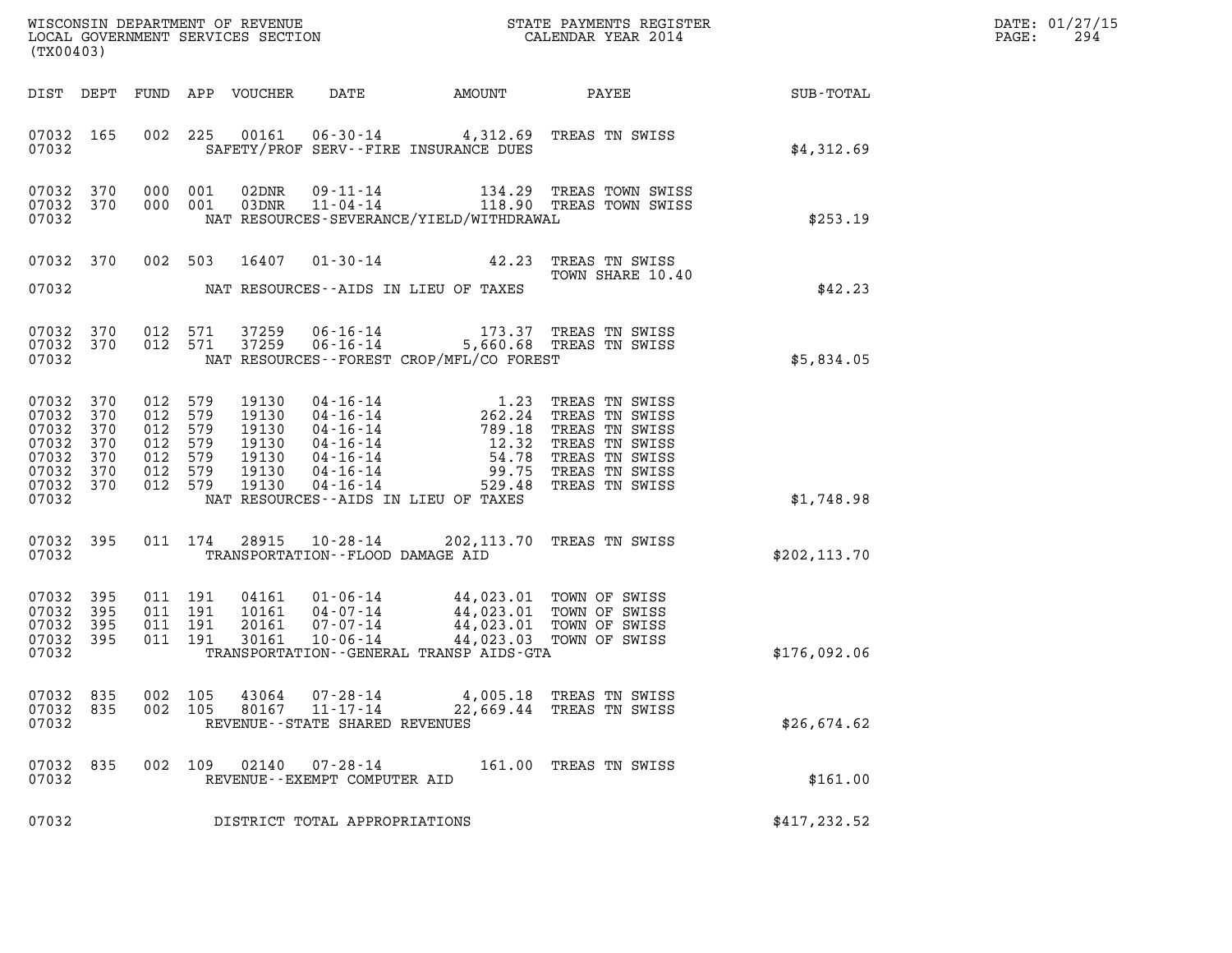WISCONSIN DEPARTMENT OF REVENUE
LOCAL GOVERNMENT SERVICES SECTION
(TX00403)

STATE PAYMENTS REGISTER
CALENDAR YEAR 2014

DATE: 01/27/15

| DIST | DEPT | FUND | APP | VOUCHER | DATE | AMOUNT | PAYEE | SUB-TOTAL |
|---|---|---|---|---|---|---|---|---|
| 07032 | 165 | 002 | 225 | 00161 | 06-30-14 | 4,312.69 | TREAS TN SWISS | |
| 07032 | | | | | SAFETY/PROF SERV--FIRE INSURANCE DUES | | | $4,312.69 |
| 07032 | 370 | 000 | 001 | 02DNR | 09-11-14 | 134.29 | TREAS TOWN SWISS | |
| 07032 | 370 | 000 | 001 | 03DNR | 11-04-14 | 118.90 | TREAS TOWN SWISS | |
| 07032 | | | | | NAT RESOURCES-SEVERANCE/YIELD/WITHDRAWAL | | | $253.19 |
| 07032 | 370 | 002 | 503 | 16407 | 01-30-14 | 42.23 | TREAS TN SWISS<br>TOWN SHARE 10.40 | |
| 07032 | | | | | NAT RESOURCES--AIDS IN LIEU OF TAXES | | | $42.23 |
| 07032 | 370 | 012 | 571 | 37259 | 06-16-14 | 173.37 | TREAS TN SWISS | |
| 07032 | 370 | 012 | 571 | 37259 | 06-16-14 | 5,660.68 | TREAS TN SWISS | |
| 07032 | | | | | NAT RESOURCES--FOREST CROP/MFL/CO FOREST | | | $5,834.05 |
| 07032 | 370 | 012 | 579 | 19130 | 04-16-14 | 1.23 | TREAS TN SWISS | |
| 07032 | 370 | 012 | 579 | 19130 | 04-16-14 | 262.24 | TREAS TN SWISS | |
| 07032 | 370 | 012 | 579 | 19130 | 04-16-14 | 789.18 | TREAS TN SWISS | |
| 07032 | 370 | 012 | 579 | 19130 | 04-16-14 | 12.32 | TREAS TN SWISS | |
| 07032 | 370 | 012 | 579 | 19130 | 04-16-14 | 54.78 | TREAS TN SWISS | |
| 07032 | 370 | 012 | 579 | 19130 | 04-16-14 | 99.75 | TREAS TN SWISS | |
| 07032 | 370 | 012 | 579 | 19130 | 04-16-14 | 529.48 | TREAS TN SWISS | |
| 07032 | | | | | NAT RESOURCES--AIDS IN LIEU OF TAXES | | | $1,748.98 |
| 07032 | 395 | 011 | 174 | 28915 | 10-28-14 | 202,113.70 | TREAS TN SWISS | |
| 07032 | | | | | TRANSPORTATION--FLOOD DAMAGE AID | | | $202,113.70 |
| 07032 | 395 | 011 | 191 | 04161 | 01-06-14 | 44,023.01 | TOWN OF SWISS | |
| 07032 | 395 | 011 | 191 | 10161 | 04-07-14 | 44,023.01 | TOWN OF SWISS | |
| 07032 | 395 | 011 | 191 | 20161 | 07-07-14 | 44,023.01 | TOWN OF SWISS | |
| 07032 | 395 | 011 | 191 | 30161 | 10-06-14 | 44,023.03 | TOWN OF SWISS | |
| 07032 | | | | | TRANSPORTATION--GENERAL TRANSP AIDS-GTA | | | $176,092.06 |
| 07032 | 835 | 002 | 105 | 43064 | 07-28-14 | 4,005.18 | TREAS TN SWISS | |
| 07032 | 835 | 002 | 105 | 80167 | 11-17-14 | 22,669.44 | TREAS TN SWISS | |
| 07032 | | | | | REVENUE--STATE SHARED REVENUES | | | $26,674.62 |
| 07032 | 835 | 002 | 109 | 02140 | 07-28-14 | 161.00 | TREAS TN SWISS | |
| 07032 | | | | | REVENUE--EXEMPT COMPUTER AID | | | $161.00 |
| 07032 | | | | | DISTRICT TOTAL APPROPRIATIONS | | | $417,232.52 |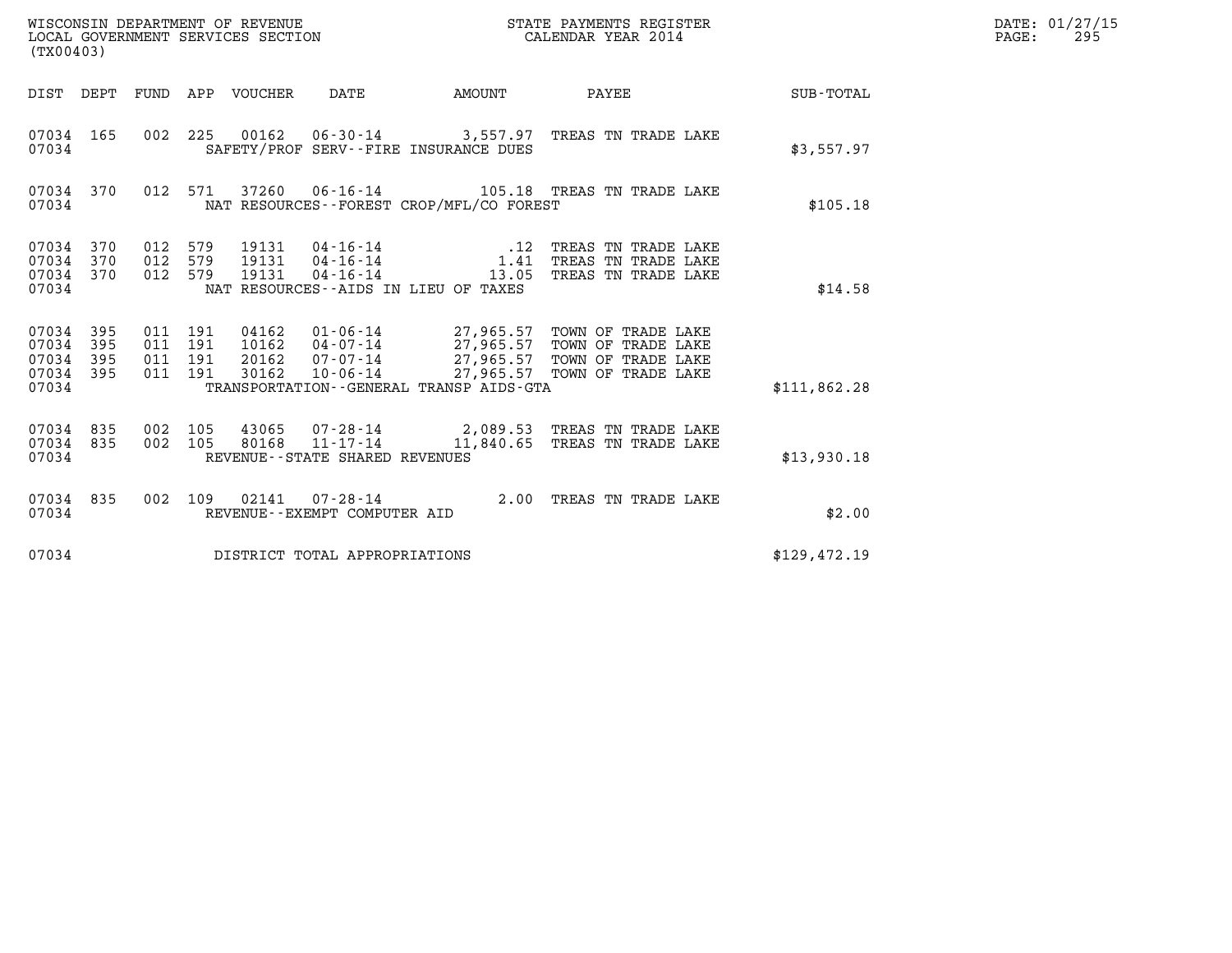WISCONSIN DEPARTMENT OF REVENUE
LOCAL GOVERNMENT SERVICES SECTION
(TX00403)

STATE PAYMENTS REGISTER
CALENDAR YEAR 2014

DATE: 01/27/15
PAGE: 295

| DIST | DEPT | FUND | APP | VOUCHER | DATE | AMOUNT | PAYEE | SUB-TOTAL |
|---|---|---|---|---|---|---|---|---|
| 07034 | 165 | 002 | 225 | 00162 | 06-30-14 | 3,557.97 | TREAS TN TRADE LAKE | |
| 07034 | | | | | SAFETY/PROF SERV--FIRE INSURANCE DUES | | | $3,557.97 |
| 07034 | 370 | 012 | 571 | 37260 | 06-16-14 | 105.18 | TREAS TN TRADE LAKE | |
| 07034 | | | | | NAT RESOURCES--FOREST CROP/MFL/CO FOREST | | | $105.18 |
| 07034 | 370 | 012 | 579 | 19131 | 04-16-14 | .12 | TREAS TN TRADE LAKE | |
| 07034 | 370 | 012 | 579 | 19131 | 04-16-14 | 1.41 | TREAS TN TRADE LAKE | |
| 07034 | 370 | 012 | 579 | 19131 | 04-16-14 | 13.05 | TREAS TN TRADE LAKE | |
| 07034 | | | | | NAT RESOURCES--AIDS IN LIEU OF TAXES | | | $14.58 |
| 07034 | 395 | 011 | 191 | 04162 | 01-06-14 | 27,965.57 | TOWN OF TRADE LAKE | |
| 07034 | 395 | 011 | 191 | 10162 | 04-07-14 | 27,965.57 | TOWN OF TRADE LAKE | |
| 07034 | 395 | 011 | 191 | 20162 | 07-07-14 | 27,965.57 | TOWN OF TRADE LAKE | |
| 07034 | 395 | 011 | 191 | 30162 | 10-06-14 | 27,965.57 | TOWN OF TRADE LAKE | |
| 07034 | | | | | TRANSPORTATION--GENERAL TRANSP AIDS-GTA | | | $111,862.28 |
| 07034 | 835 | 002 | 105 | 43065 | 07-28-14 | 2,089.53 | TREAS TN TRADE LAKE | |
| 07034 | 835 | 002 | 105 | 80168 | 11-17-14 | 11,840.65 | TREAS TN TRADE LAKE | |
| 07034 | | | | | REVENUE--STATE SHARED REVENUES | | | $13,930.18 |
| 07034 | 835 | 002 | 109 | 02141 | 07-28-14 | 2.00 | TREAS TN TRADE LAKE | |
| 07034 | | | | | REVENUE--EXEMPT COMPUTER AID | | | $2.00 |
| 07034 | | | | | DISTRICT TOTAL APPROPRIATIONS | | | $129,472.19 |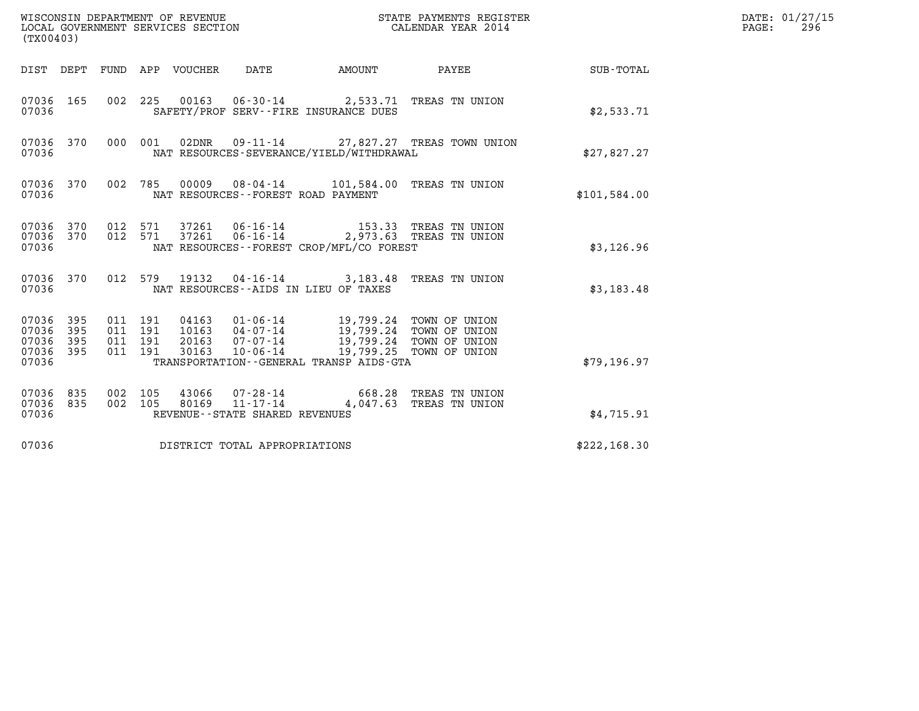WISCONSIN DEPARTMENT OF REVENUE
LOCAL GOVERNMENT SERVICES SECTION
(TX00403)

STATE PAYMENTS REGISTER
CALENDAR YEAR 2014

DATE: 01/27/15
PAGE: 296

| DIST | DEPT | FUND | APP | VOUCHER | DATE | AMOUNT | PAYEE | SUB-TOTAL |
|---|---|---|---|---|---|---|---|---|
| 07036 | 165 | 002 | 225 | 00163 | 06-30-14 | 2,533.71 | TREAS TN UNION | |
| 07036 | | | | SAFETY/PROF SERV--FIRE INSURANCE DUES | | | | $2,533.71 |
| 07036 | 370 | 000 | 001 | 02DNR | 09-11-14 | 27,827.27 | TREAS TOWN UNION | |
| 07036 | | | | NAT RESOURCES-SEVERANCE/YIELD/WITHDRAWAL | | | | $27,827.27 |
| 07036 | 370 | 002 | 785 | 00009 | 08-04-14 | 101,584.00 | TREAS TN UNION | |
| 07036 | | | | NAT RESOURCES--FOREST ROAD PAYMENT | | | | $101,584.00 |
| 07036 | 370 | 012 | 571 | 37261 | 06-16-14 | 153.33 | TREAS TN UNION | |
| 07036 | 370 | 012 | 571 | 37261 | 06-16-14 | 2,973.63 | TREAS TN UNION | |
| 07036 | | | | NAT RESOURCES--FOREST CROP/MFL/CO FOREST | | | | $3,126.96 |
| 07036 | 370 | 012 | 579 | 19132 | 04-16-14 | 3,183.48 | TREAS TN UNION | |
| 07036 | | | | NAT RESOURCES--AIDS IN LIEU OF TAXES | | | | $3,183.48 |
| 07036 | 395 | 011 | 191 | 04163 | 01-06-14 | 19,799.24 | TOWN OF UNION | |
| 07036 | 395 | 011 | 191 | 10163 | 04-07-14 | 19,799.24 | TOWN OF UNION | |
| 07036 | 395 | 011 | 191 | 20163 | 07-07-14 | 19,799.24 | TOWN OF UNION | |
| 07036 | 395 | 011 | 191 | 30163 | 10-06-14 | 19,799.25 | TOWN OF UNION | |
| 07036 | | | | TRANSPORTATION--GENERAL TRANSP AIDS-GTA | | | | $79,196.97 |
| 07036 | 835 | 002 | 105 | 43066 | 07-28-14 | 668.28 | TREAS TN UNION | |
| 07036 | 835 | 002 | 105 | 80169 | 11-17-14 | 4,047.63 | TREAS TN UNION | |
| 07036 | | | | REVENUE--STATE SHARED REVENUES | | | | $4,715.91 |
| 07036 | | | | DISTRICT TOTAL APPROPRIATIONS | | | | $222,168.30 |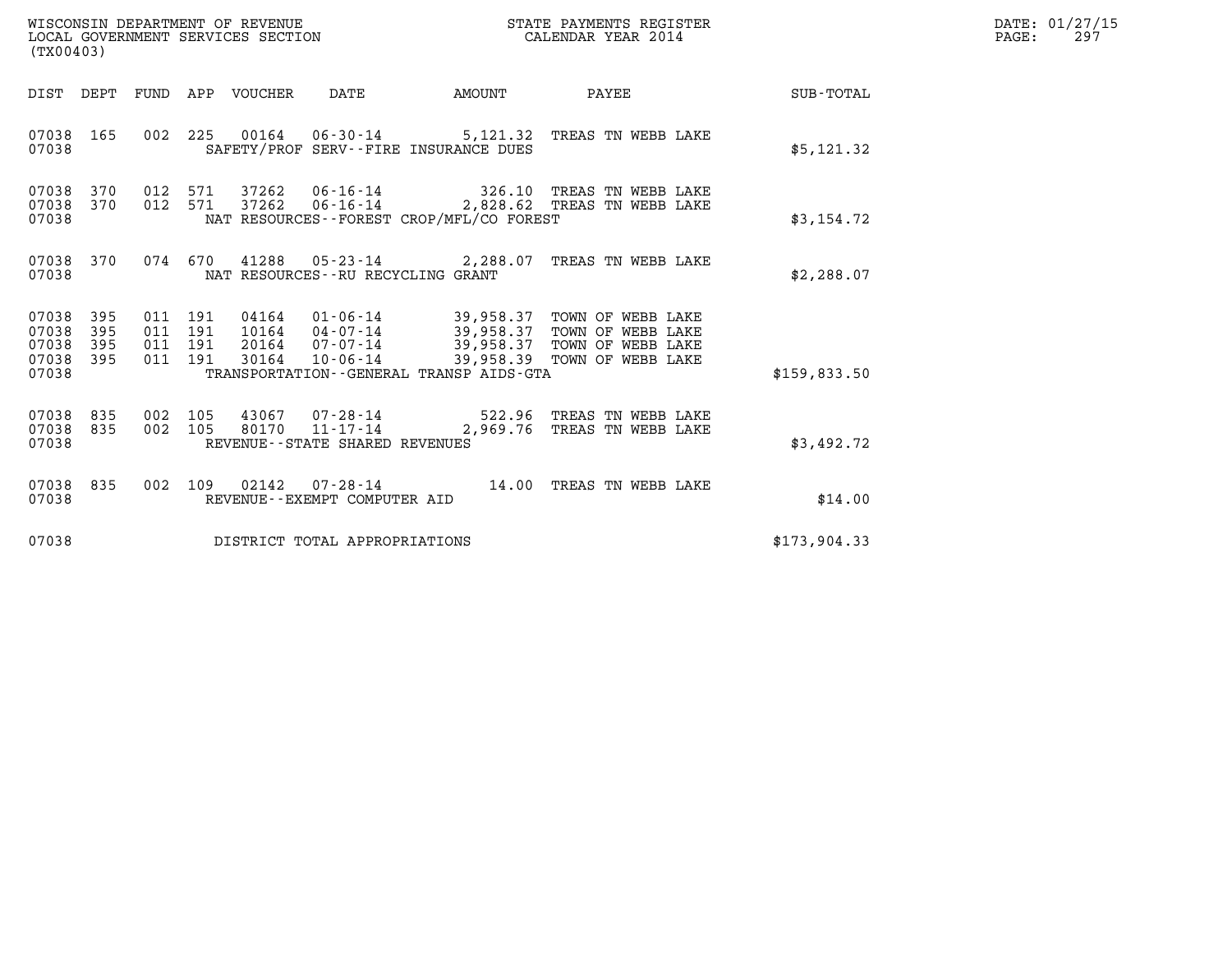WISCONSIN DEPARTMENT OF REVENUE
LOCAL GOVERNMENT SERVICES SECTION
(TX00403)

STATE PAYMENTS REGISTER
CALENDAR YEAR 2014

DATE: 01/27/15

| DIST | DEPT | FUND | APP | VOUCHER | DATE | AMOUNT | PAYEE | SUB-TOTAL |
|---|---|---|---|---|---|---|---|---|
| 07038 | 165 | 002 | 225 | 00164 | 06-30-14 | 5,121.32 | TREAS TN WEBB LAKE | |
| 07038 | | | | SAFETY/PROF SERV--FIRE INSURANCE DUES | | | | $5,121.32 |
| 07038 | 370 | 012 | 571 | 37262 | 06-16-14 | 326.10 | TREAS TN WEBB LAKE | |
| 07038 | 370 | 012 | 571 | 37262 | 06-16-14 | 2,828.62 | TREAS TN WEBB LAKE | |
| 07038 | | | | NAT RESOURCES--FOREST CROP/MFL/CO FOREST | | | | $3,154.72 |
| 07038 | 370 | 074 | 670 | 41288 | 05-23-14 | 2,288.07 | TREAS TN WEBB LAKE | |
| 07038 | | | | NAT RESOURCES--RU RECYCLING GRANT | | | | $2,288.07 |
| 07038 | 395 | 011 | 191 | 04164 | 01-06-14 | 39,958.37 | TOWN OF WEBB LAKE | |
| 07038 | 395 | 011 | 191 | 10164 | 04-07-14 | 39,958.37 | TOWN OF WEBB LAKE | |
| 07038 | 395 | 011 | 191 | 20164 | 07-07-14 | 39,958.37 | TOWN OF WEBB LAKE | |
| 07038 | 395 | 011 | 191 | 30164 | 10-06-14 | 39,958.39 | TOWN OF WEBB LAKE | |
| 07038 | | | | TRANSPORTATION--GENERAL TRANSP AIDS-GTA | | | | $159,833.50 |
| 07038 | 835 | 002 | 105 | 43067 | 07-28-14 | 522.96 | TREAS TN WEBB LAKE | |
| 07038 | 835 | 002 | 105 | 80170 | 11-17-14 | 2,969.76 | TREAS TN WEBB LAKE | |
| 07038 | | | | REVENUE--STATE SHARED REVENUES | | | | $3,492.72 |
| 07038 | 835 | 002 | 109 | 02142 | 07-28-14 | 14.00 | TREAS TN WEBB LAKE | |
| 07038 | | | | REVENUE--EXEMPT COMPUTER AID | | | | $14.00 |
| 07038 | | | | DISTRICT TOTAL APPROPRIATIONS | | | | $173,904.33 |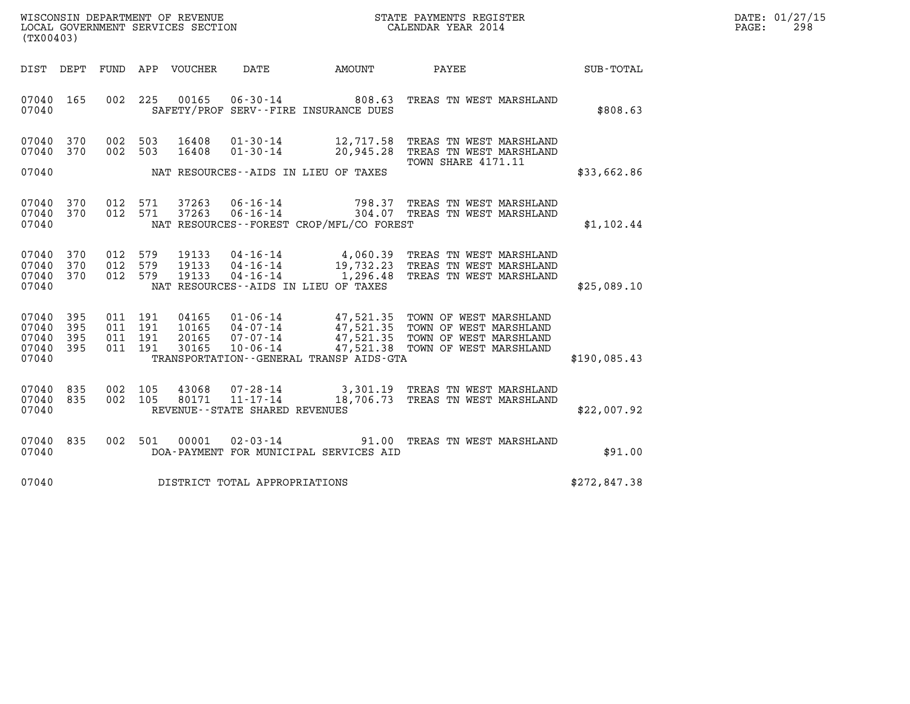WISCONSIN DEPARTMENT OF REVENUE
LOCAL GOVERNMENT SERVICES SECTION
(TX00403)

STATE PAYMENTS REGISTER
CALENDAR YEAR 2014

DATE: 01/27/15
PAGE: 298

| DIST | DEPT | FUND | APP | VOUCHER | DATE | AMOUNT | PAYEE | SUB-TOTAL |
|---|---|---|---|---|---|---|---|---|
| 07040 | 165 | 002 | 225 | 00165 | 06-30-14 | 808.63 | TREAS TN WEST MARSHLAND | |
| 07040 | | | | | SAFETY/PROF SERV--FIRE INSURANCE DUES | | | $808.63 |
| 07040 | 370 | 002 | 503 | 16408 | 01-30-14 | 12,717.58 | TREAS TN WEST MARSHLAND | |
| 07040 | 370 | 002 | 503 | 16408 | 01-30-14 | 20,945.28 | TREAS TN WEST MARSHLAND TOWN SHARE 4171.11 | |
| 07040 | | | | | NAT RESOURCES--AIDS IN LIEU OF TAXES | | | $33,662.86 |
| 07040 | 370 | 012 | 571 | 37263 | 06-16-14 | 798.37 | TREAS TN WEST MARSHLAND | |
| 07040 | 370 | 012 | 571 | 37263 | 06-16-14 | 304.07 | TREAS TN WEST MARSHLAND | |
| 07040 | | | | | NAT RESOURCES--FOREST CROP/MFL/CO FOREST | | | $1,102.44 |
| 07040 | 370 | 012 | 579 | 19133 | 04-16-14 | 4,060.39 | TREAS TN WEST MARSHLAND | |
| 07040 | 370 | 012 | 579 | 19133 | 04-16-14 | 19,732.23 | TREAS TN WEST MARSHLAND | |
| 07040 | 370 | 012 | 579 | 19133 | 04-16-14 | 1,296.48 | TREAS TN WEST MARSHLAND | |
| 07040 | | | | | NAT RESOURCES--AIDS IN LIEU OF TAXES | | | $25,089.10 |
| 07040 | 395 | 011 | 191 | 04165 | 01-06-14 | 47,521.35 | TOWN OF WEST MARSHLAND | |
| 07040 | 395 | 011 | 191 | 10165 | 04-07-14 | 47,521.35 | TOWN OF WEST MARSHLAND | |
| 07040 | 395 | 011 | 191 | 20165 | 07-07-14 | 47,521.35 | TOWN OF WEST MARSHLAND | |
| 07040 | 395 | 011 | 191 | 30165 | 10-06-14 | 47,521.38 | TOWN OF WEST MARSHLAND | |
| 07040 | | | | | TRANSPORTATION--GENERAL TRANSP AIDS-GTA | | | $190,085.43 |
| 07040 | 835 | 002 | 105 | 43068 | 07-28-14 | 3,301.19 | TREAS TN WEST MARSHLAND | |
| 07040 | 835 | 002 | 105 | 80171 | 11-17-14 | 18,706.73 | TREAS TN WEST MARSHLAND | |
| 07040 | | | | | REVENUE--STATE SHARED REVENUES | | | $22,007.92 |
| 07040 | 835 | 002 | 501 | 00001 | 02-03-14 | 91.00 | TREAS TN WEST MARSHLAND | |
| 07040 | | | | | DOA-PAYMENT FOR MUNICIPAL SERVICES AID | | | $91.00 |
| 07040 | | | | | DISTRICT TOTAL APPROPRIATIONS | | | $272,847.38 |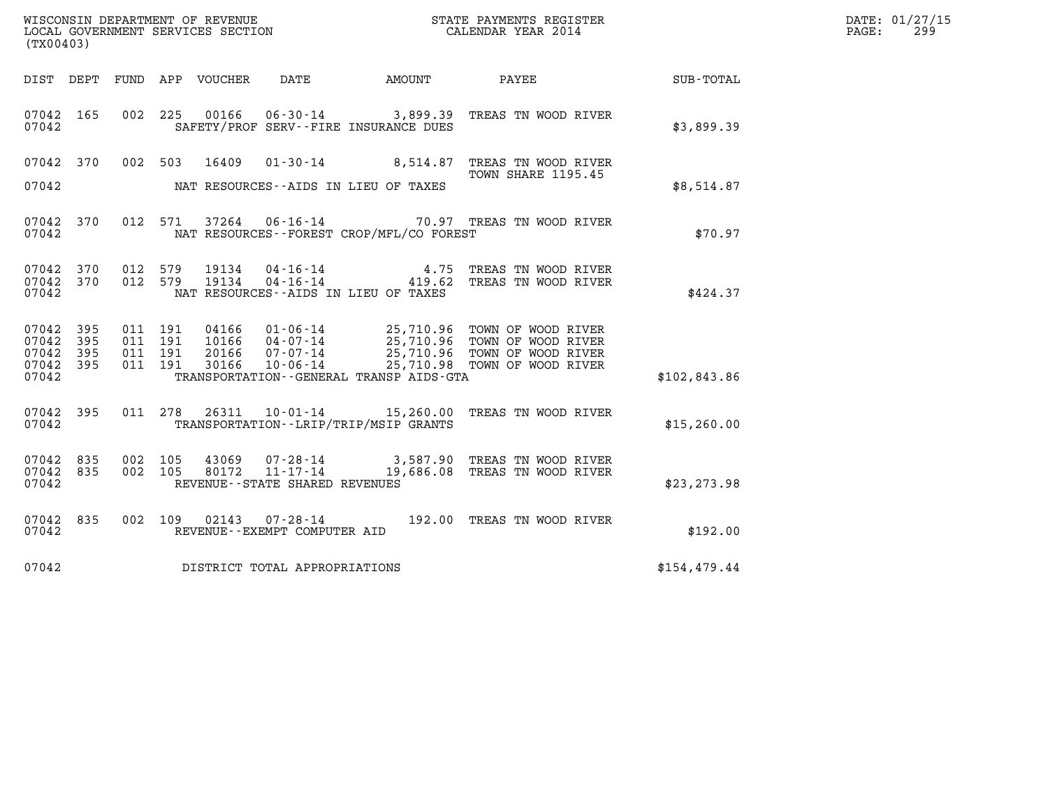WISCONSIN DEPARTMENT OF REVENUE
LOCAL GOVERNMENT SERVICES SECTION
(TX00403)

STATE PAYMENTS REGISTER
CALENDAR YEAR 2014

DATE: 01/27/15

| DIST | DEPT | FUND | APP | VOUCHER | DATE | AMOUNT | PAYEE | SUB-TOTAL |
|---|---|---|---|---|---|---|---|---|
| 07042 | 165 | 002 | 225 | 00166 | 06-30-14 | 3,899.39 | TREAS TN WOOD RIVER | |
| 07042 | | | | | SAFETY/PROF SERV--FIRE INSURANCE DUES | | | $3,899.39 |
| 07042 | 370 | 002 | 503 | 16409 | 01-30-14 | 8,514.87 | TREAS TN WOOD RIVER TOWN SHARE 1195.45 | |
| 07042 | | | | | NAT RESOURCES--AIDS IN LIEU OF TAXES | | | $8,514.87 |
| 07042 | 370 | 012 | 571 | 37264 | 06-16-14 | 70.97 | TREAS TN WOOD RIVER | |
| 07042 | | | | | NAT RESOURCES--FOREST CROP/MFL/CO FOREST | | | $70.97 |
| 07042 | 370 | 012 | 579 | 19134 | 04-16-14 | 4.75 | TREAS TN WOOD RIVER | |
| 07042 | 370 | 012 | 579 | 19134 | 04-16-14 | 419.62 | TREAS TN WOOD RIVER | |
| 07042 | | | | | NAT RESOURCES--AIDS IN LIEU OF TAXES | | | $424.37 |
| 07042 | 395 | 011 | 191 | 04166 | 01-06-14 | 25,710.96 | TOWN OF WOOD RIVER | |
| 07042 | 395 | 011 | 191 | 10166 | 04-07-14 | 25,710.96 | TOWN OF WOOD RIVER | |
| 07042 | 395 | 011 | 191 | 20166 | 07-07-14 | 25,710.96 | TOWN OF WOOD RIVER | |
| 07042 | 395 | 011 | 191 | 30166 | 10-06-14 | 25,710.98 | TOWN OF WOOD RIVER | |
| 07042 | | | | | TRANSPORTATION--GENERAL TRANSP AIDS-GTA | | | $102,843.86 |
| 07042 | 395 | 011 | 278 | 26311 | 10-01-14 | 15,260.00 | TREAS TN WOOD RIVER | |
| 07042 | | | | | TRANSPORTATION--LRIP/TRIP/MSIP GRANTS | | | $15,260.00 |
| 07042 | 835 | 002 | 105 | 43069 | 07-28-14 | 3,587.90 | TREAS TN WOOD RIVER | |
| 07042 | 835 | 002 | 105 | 80172 | 11-17-14 | 19,686.08 | TREAS TN WOOD RIVER | |
| 07042 | | | | | REVENUE--STATE SHARED REVENUES | | | $23,273.98 |
| 07042 | 835 | 002 | 109 | 02143 | 07-28-14 | 192.00 | TREAS TN WOOD RIVER | |
| 07042 | | | | | REVENUE--EXEMPT COMPUTER AID | | | $192.00 |
| 07042 | | | | | DISTRICT TOTAL APPROPRIATIONS | | | $154,479.44 |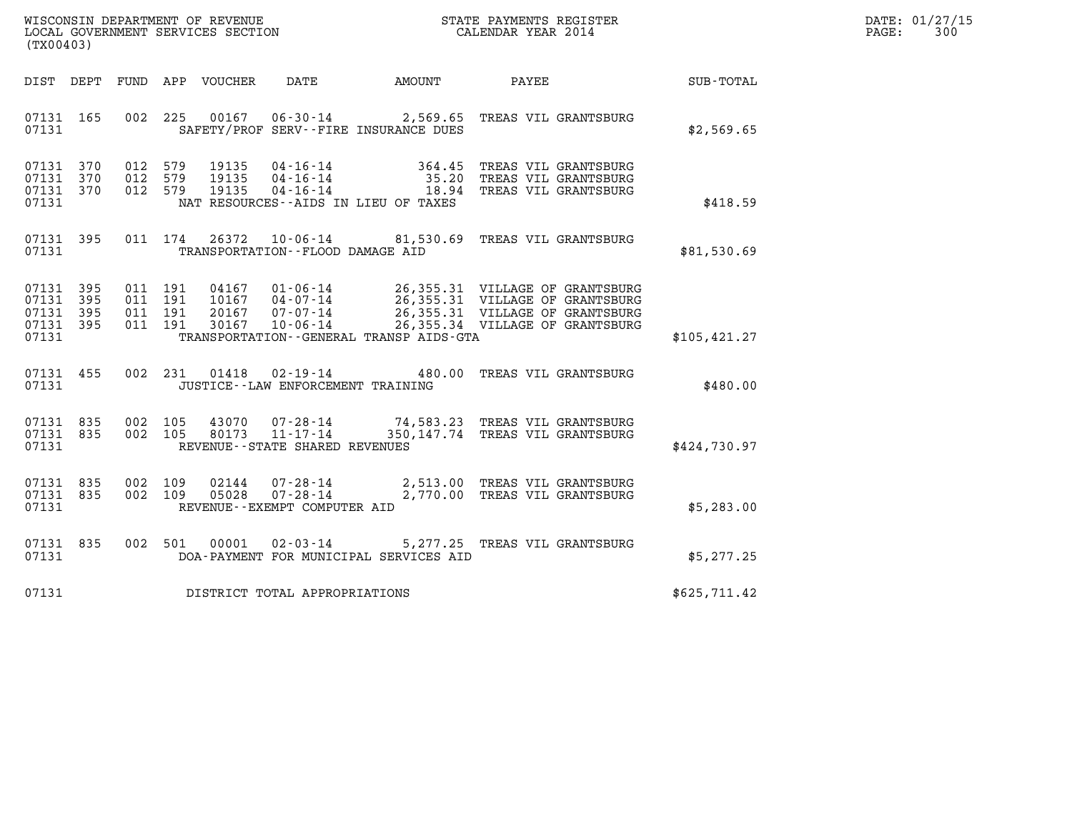WISCONSIN DEPARTMENT OF REVENUE
LOCAL GOVERNMENT SERVICES SECTION
(TX00403)

STATE PAYMENTS REGISTER
CALENDAR YEAR 2014

DATE: 01/27/15
PAGE: 300

| DIST | DEPT | FUND | APP | VOUCHER | DATE | AMOUNT | PAYEE | SUB-TOTAL |
|---|---|---|---|---|---|---|---|---|
| 07131 | 165 | 002 | 225 | 00167 | 06-30-14 | 2,569.65 | TREAS VIL GRANTSBURG | |
| 07131 | | | | | SAFETY/PROF SERV--FIRE INSURANCE DUES | | | $2,569.65 |
| 07131 | 370 | 012 | 579 | 19135 | 04-16-14 | 364.45 | TREAS VIL GRANTSBURG | |
| 07131 | 370 | 012 | 579 | 19135 | 04-16-14 | 35.20 | TREAS VIL GRANTSBURG | |
| 07131 | 370 | 012 | 579 | 19135 | 04-16-14 | 18.94 | TREAS VIL GRANTSBURG | |
| 07131 | | | | | NAT RESOURCES--AIDS IN LIEU OF TAXES | | | $418.59 |
| 07131 | 395 | 011 | 174 | 26372 | 10-06-14 | 81,530.69 | TREAS VIL GRANTSBURG | |
| 07131 | | | | | TRANSPORTATION--FLOOD DAMAGE AID | | | $81,530.69 |
| 07131 | 395 | 011 | 191 | 04167 | 01-06-14 | 26,355.31 | VILLAGE OF GRANTSBURG | |
| 07131 | 395 | 011 | 191 | 10167 | 04-07-14 | 26,355.31 | VILLAGE OF GRANTSBURG | |
| 07131 | 395 | 011 | 191 | 20167 | 07-07-14 | 26,355.31 | VILLAGE OF GRANTSBURG | |
| 07131 | 395 | 011 | 191 | 30167 | 10-06-14 | 26,355.34 | VILLAGE OF GRANTSBURG | |
| 07131 | | | | | TRANSPORTATION--GENERAL TRANSP AIDS-GTA | | | $105,421.27 |
| 07131 | 455 | 002 | 231 | 01418 | 02-19-14 | 480.00 | TREAS VIL GRANTSBURG | |
| 07131 | | | | | JUSTICE--LAW ENFORCEMENT TRAINING | | | $480.00 |
| 07131 | 835 | 002 | 105 | 43070 | 07-28-14 | 74,583.23 | TREAS VIL GRANTSBURG | |
| 07131 | 835 | 002 | 105 | 80173 | 11-17-14 | 350,147.74 | TREAS VIL GRANTSBURG | |
| 07131 | | | | | REVENUE--STATE SHARED REVENUES | | | $424,730.97 |
| 07131 | 835 | 002 | 109 | 02144 | 07-28-14 | 2,513.00 | TREAS VIL GRANTSBURG | |
| 07131 | 835 | 002 | 109 | 05028 | 07-28-14 | 2,770.00 | TREAS VIL GRANTSBURG | |
| 07131 | | | | | REVENUE--EXEMPT COMPUTER AID | | | $5,283.00 |
| 07131 | 835 | 002 | 501 | 00001 | 02-03-14 | 5,277.25 | TREAS VIL GRANTSBURG | |
| 07131 | | | | | DOA-PAYMENT FOR MUNICIPAL SERVICES AID | | | $5,277.25 |
| 07131 | | | | | DISTRICT TOTAL APPROPRIATIONS | | | $625,711.42 |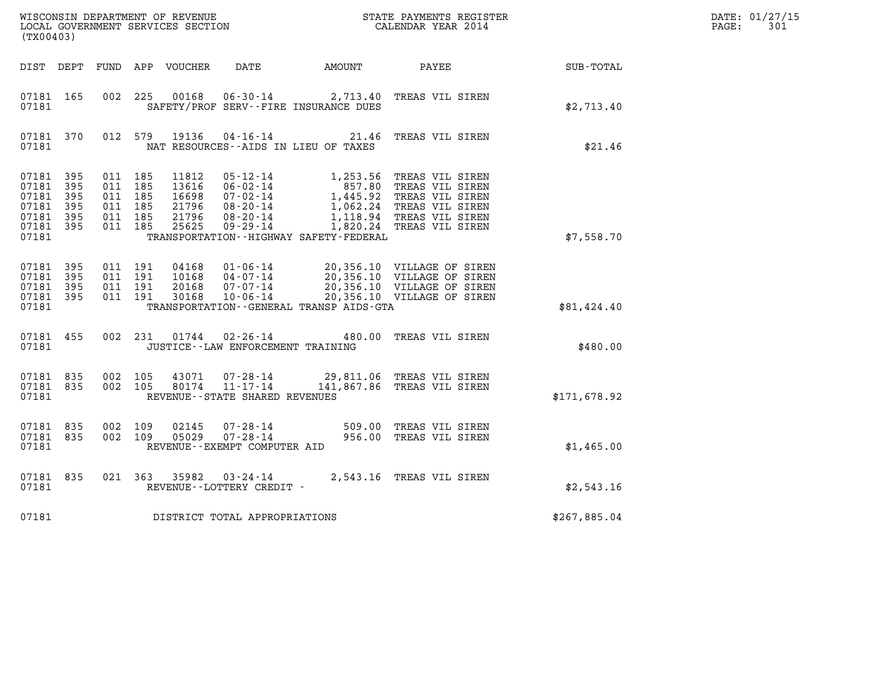WISCONSIN DEPARTMENT OF REVENUE
LOCAL GOVERNMENT SERVICES SECTION
(TX00403)

STATE PAYMENTS REGISTER
CALENDAR YEAR 2014

| DIST | DEPT | FUND | APP | VOUCHER | DATE | AMOUNT | PAYEE | SUB-TOTAL |
|---|---|---|---|---|---|---|---|---|
| 07181 | 165 | 002 | 225 | 00168 | 06-30-14 | 2,713.40 | TREAS VIL SIREN | |
| 07181 | | | | | SAFETY/PROF SERV--FIRE INSURANCE DUES | | | $2,713.40 |
| 07181 | 370 | 012 | 579 | 19136 | 04-16-14 | 21.46 | TREAS VIL SIREN | |
| 07181 | | | | | NAT RESOURCES--AIDS IN LIEU OF TAXES | | | $21.46 |
| 07181 | 395 | 011 | 185 | 11812 | 05-12-14 | 1,253.56 | TREAS VIL SIREN | |
| 07181 | 395 | 011 | 185 | 13616 | 06-02-14 | 857.80 | TREAS VIL SIREN | |
| 07181 | 395 | 011 | 185 | 16698 | 07-02-14 | 1,445.92 | TREAS VIL SIREN | |
| 07181 | 395 | 011 | 185 | 21796 | 08-20-14 | 1,062.24 | TREAS VIL SIREN | |
| 07181 | 395 | 011 | 185 | 21796 | 08-20-14 | 1,118.94 | TREAS VIL SIREN | |
| 07181 | 395 | 011 | 185 | 25625 | 09-29-14 | 1,820.24 | TREAS VIL SIREN | |
| 07181 | | | | | TRANSPORTATION--HIGHWAY SAFETY-FEDERAL | | | $7,558.70 |
| 07181 | 395 | 011 | 191 | 04168 | 01-06-14 | 20,356.10 | VILLAGE OF SIREN | |
| 07181 | 395 | 011 | 191 | 10168 | 04-07-14 | 20,356.10 | VILLAGE OF SIREN | |
| 07181 | 395 | 011 | 191 | 20168 | 07-07-14 | 20,356.10 | VILLAGE OF SIREN | |
| 07181 | 395 | 011 | 191 | 30168 | 10-06-14 | 20,356.10 | VILLAGE OF SIREN | |
| 07181 | | | | | TRANSPORTATION--GENERAL TRANSP AIDS-GTA | | | $81,424.40 |
| 07181 | 455 | 002 | 231 | 01744 | 02-26-14 | 480.00 | TREAS VIL SIREN | |
| 07181 | | | | | JUSTICE--LAW ENFORCEMENT TRAINING | | | $480.00 |
| 07181 | 835 | 002 | 105 | 43071 | 07-28-14 | 29,811.06 | TREAS VIL SIREN | |
| 07181 | 835 | 002 | 105 | 80174 | 11-17-14 | 141,867.86 | TREAS VIL SIREN | |
| 07181 | | | | | REVENUE--STATE SHARED REVENUES | | | $171,678.92 |
| 07181 | 835 | 002 | 109 | 02145 | 07-28-14 | 509.00 | TREAS VIL SIREN | |
| 07181 | 835 | 002 | 109 | 05029 | 07-28-14 | 956.00 | TREAS VIL SIREN | |
| 07181 | | | | | REVENUE--EXEMPT COMPUTER AID | | | $1,465.00 |
| 07181 | 835 | 021 | 363 | 35982 | 03-24-14 | 2,543.16 | TREAS VIL SIREN | |
| 07181 | | | | | REVENUE--LOTTERY CREDIT - | | | $2,543.16 |
| 07181 | | | | | DISTRICT TOTAL APPROPRIATIONS | | | $267,885.04 |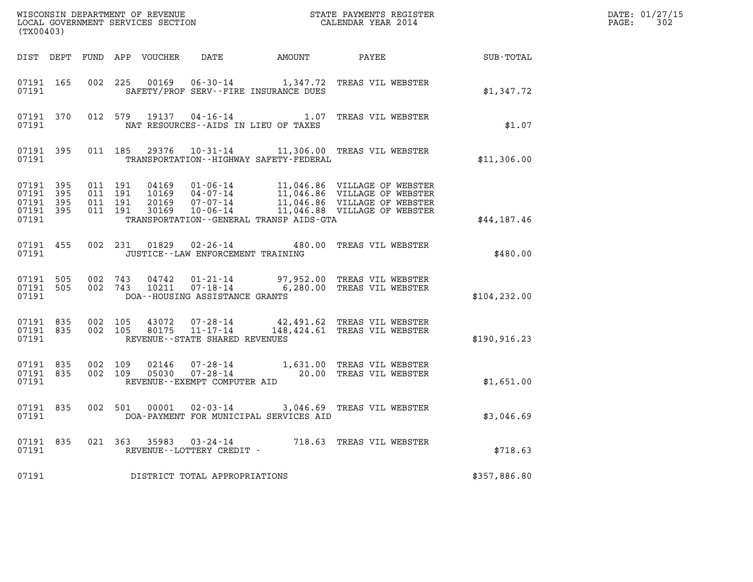WISCONSIN DEPARTMENT OF REVENUE
LOCAL GOVERNMENT SERVICES SECTION
(TX00403)

STATE PAYMENTS REGISTER
CALENDAR YEAR 2014

DATE: 01/27/15
PAGE: 302

| DIST | DEPT | FUND | APP | VOUCHER | DATE | AMOUNT | PAYEE | SUB-TOTAL |
|---|---|---|---|---|---|---|---|---|
| 07191 | 165 | 002 | 225 | 00169 | 06-30-14 | 1,347.72 | TREAS VIL WEBSTER | |
| 07191 | | | | | SAFETY/PROF SERV--FIRE INSURANCE DUES | | | $1,347.72 |
| 07191 | 370 | 012 | 579 | 19137 | 04-16-14 | 1.07 | TREAS VIL WEBSTER | |
| 07191 | | | | | NAT RESOURCES--AIDS IN LIEU OF TAXES | | | $1.07 |
| 07191 | 395 | 011 | 185 | 29376 | 10-31-14 | 11,306.00 | TREAS VIL WEBSTER | |
| 07191 | | | | | TRANSPORTATION--HIGHWAY SAFETY-FEDERAL | | | $11,306.00 |
| 07191 | 395 | 011 | 191 | 04169 | 01-06-14 | 11,046.86 | VILLAGE OF WEBSTER | |
| 07191 | 395 | 011 | 191 | 10169 | 04-07-14 | 11,046.86 | VILLAGE OF WEBSTER | |
| 07191 | 395 | 011 | 191 | 20169 | 07-07-14 | 11,046.86 | VILLAGE OF WEBSTER | |
| 07191 | 395 | 011 | 191 | 30169 | 10-06-14 | 11,046.88 | VILLAGE OF WEBSTER | |
| 07191 | | | | | TRANSPORTATION--GENERAL TRANSP AIDS-GTA | | | $44,187.46 |
| 07191 | 455 | 002 | 231 | 01829 | 02-26-14 | 480.00 | TREAS VIL WEBSTER | |
| 07191 | | | | | JUSTICE--LAW ENFORCEMENT TRAINING | | | $480.00 |
| 07191 | 505 | 002 | 743 | 04742 | 01-21-14 | 97,952.00 | TREAS VIL WEBSTER | |
| 07191 | 505 | 002 | 743 | 10211 | 07-18-14 | 6,280.00 | TREAS VIL WEBSTER | |
| 07191 | | | | | DOA--HOUSING ASSISTANCE GRANTS | | | $104,232.00 |
| 07191 | 835 | 002 | 105 | 43072 | 07-28-14 | 42,491.62 | TREAS VIL WEBSTER | |
| 07191 | 835 | 002 | 105 | 80175 | 11-17-14 | 148,424.61 | TREAS VIL WEBSTER | |
| 07191 | | | | | REVENUE--STATE SHARED REVENUES | | | $190,916.23 |
| 07191 | 835 | 002 | 109 | 02146 | 07-28-14 | 1,631.00 | TREAS VIL WEBSTER | |
| 07191 | 835 | 002 | 109 | 05030 | 07-28-14 | 20.00 | TREAS VIL WEBSTER | |
| 07191 | | | | | REVENUE--EXEMPT COMPUTER AID | | | $1,651.00 |
| 07191 | 835 | 002 | 501 | 00001 | 02-03-14 | 3,046.69 | TREAS VIL WEBSTER | |
| 07191 | | | | | DOA-PAYMENT FOR MUNICIPAL SERVICES AID | | | $3,046.69 |
| 07191 | 835 | 021 | 363 | 35983 | 03-24-14 | 718.63 | TREAS VIL WEBSTER | |
| 07191 | | | | | REVENUE--LOTTERY CREDIT - | | | $718.63 |
| 07191 | | | | | DISTRICT TOTAL APPROPRIATIONS | | | $357,886.80 |